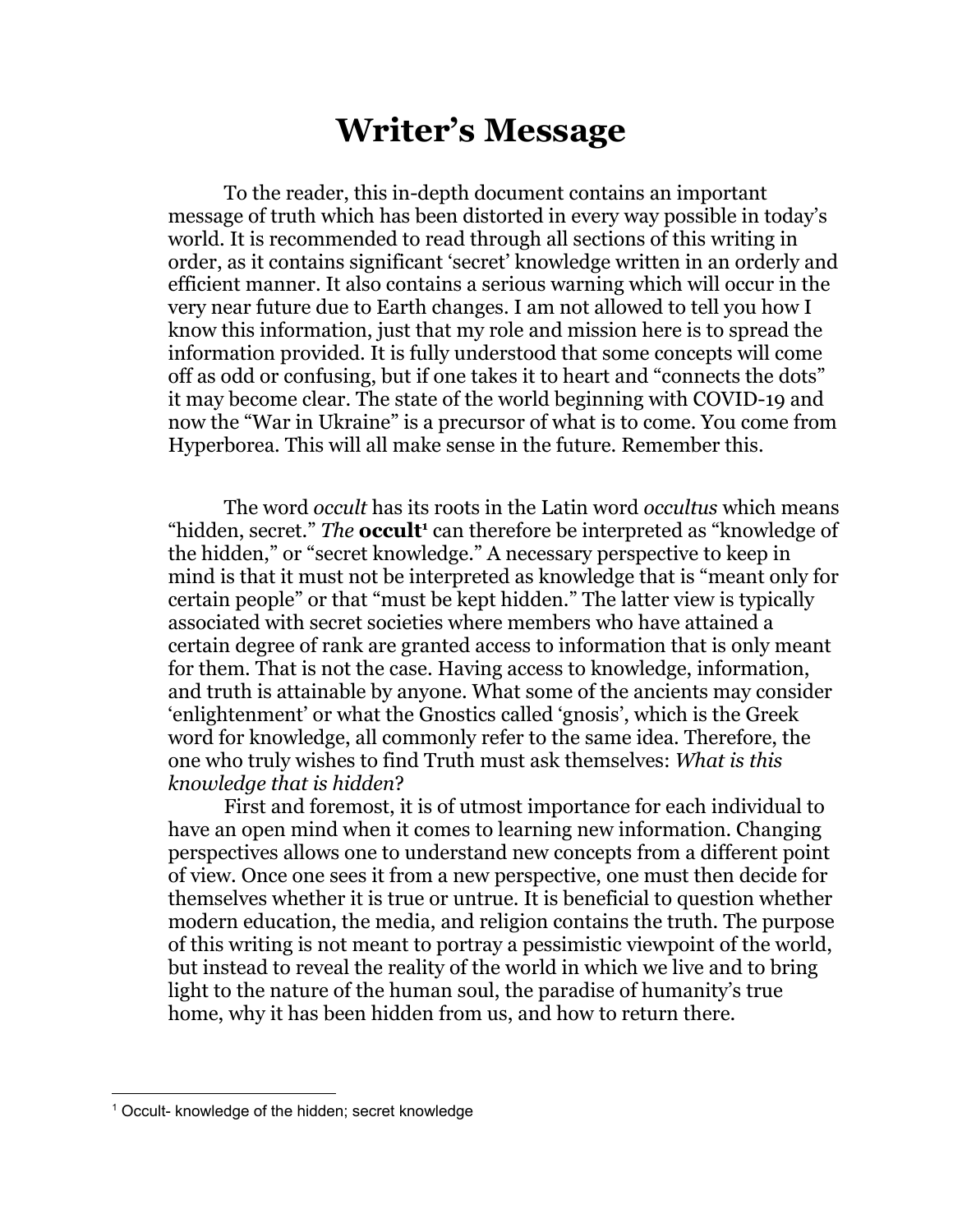# Writer's Message

To the reader, this in-depth document contains an important message of truth which has been distorted in every way possible in today's world. It is recommended to read through all sections of this writing in order, as it contains significant 'secret' knowledge written in an orderly and efficient manner. It also contains a serious warning which will occur in the very near future due to Earth changes. I am not allowed to tell you how I know this information, just that my role and mission here is to spread the information provided. It is fully understood that some concepts will come off as odd or confusing, but if one takes it to heart and "connects the dots" it may become clear. The state of the world beginning with COVID-19 and now the "War in Ukraine" is a precursor of what is to come. You come from Hyperborea. This will all make sense in the future. Remember this.

The word *occult* has its roots in the Latin word *occultus* which means "hidden, secret." *The* **occult**[1] can therefore be interpreted as "knowledge of the hidden," or "secret knowledge." A necessary perspective to keep in mind is that it must not be interpreted as knowledge that is "meant only for certain people" or that "must be kept hidden." The latter view is typically associated with secret societies where members who have attained a certain degree of rank are granted access to information that is only meant for them. That is not the case. Having access to knowledge, information, and truth is attainable by anyone. What some of the ancients may consider 'enlightenment' or what the Gnostics called 'gnosis', which is the Greek word for knowledge, all commonly refer to the same idea. Therefore, the one who truly wishes to find Truth must ask themselves: *What is this knowledge that is hidden*?

First and foremost, it is of utmost importance for each individual to have an open mind when it comes to learning new information. Changing perspectives allows one to understand new concepts from a different point of view. Once one sees it from a new perspective, one must then decide for themselves whether it is true or untrue. It is beneficial to question whether modern education, the media, and religion contains the truth. The purpose of this writing is not meant to portray a pessimistic viewpoint of the world, but instead to reveal the reality of the world in which we live and to bring light to the nature of the human soul, the paradise of humanity's true home, why it has been hidden from us, and how to return there.

---

[1] Occult- knowledge of the hidden; secret knowledge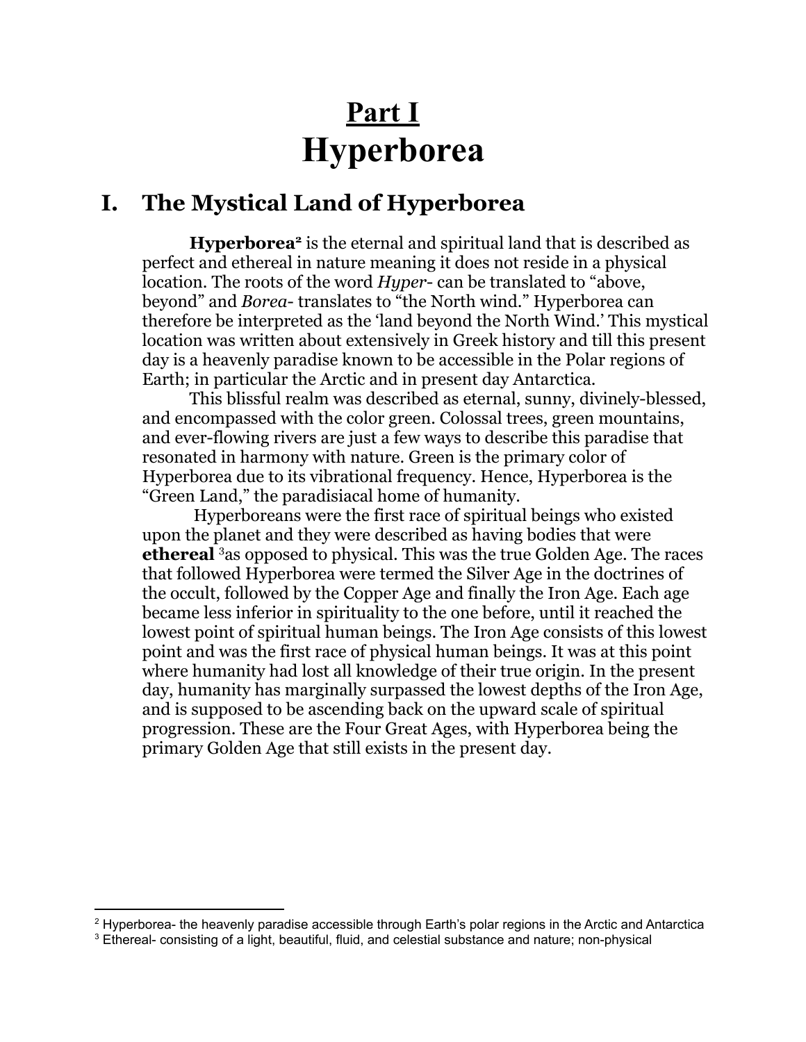# <u>Part I</u>
# Hyperborea

## I. The Mystical Land of Hyperborea

**Hyperborea**[2] is the eternal and spiritual land that is described as perfect and ethereal in nature meaning it does not reside in a physical location. The roots of the word *Hyper*- can be translated to "above, beyond" and *Borea*- translates to "the North wind." Hyperborea can therefore be interpreted as the 'land beyond the North Wind.' This mystical location was written about extensively in Greek history and till this present day is a heavenly paradise known to be accessible in the Polar regions of Earth; in particular the Arctic and in present day Antarctica.

This blissful realm was described as eternal, sunny, divinely-blessed, and encompassed with the color green. Colossal trees, green mountains, and ever-flowing rivers are just a few ways to describe this paradise that resonated in harmony with nature. Green is the primary color of Hyperborea due to its vibrational frequency. Hence, Hyperborea is the "Green Land," the paradisiacal home of humanity.

Hyperboreans were the first race of spiritual beings who existed upon the planet and they were described as having bodies that were **ethereal** [3]as opposed to physical. This was the true Golden Age. The races that followed Hyperborea were termed the Silver Age in the doctrines of the occult, followed by the Copper Age and finally the Iron Age. Each age became less inferior in spirituality to the one before, until it reached the lowest point of spiritual human beings. The Iron Age consists of this lowest point and was the first race of physical human beings. It was at this point where humanity had lost all knowledge of their true origin. In the present day, humanity has marginally surpassed the lowest depths of the Iron Age, and is supposed to be ascending back on the upward scale of spiritual progression. These are the Four Great Ages, with Hyperborea being the primary Golden Age that still exists in the present day.

---

[2] Hyperborea- the heavenly paradise accessible through Earth's polar regions in the Arctic and Antarctica

[3] Ethereal- consisting of a light, beautiful, fluid, and celestial substance and nature; non-physical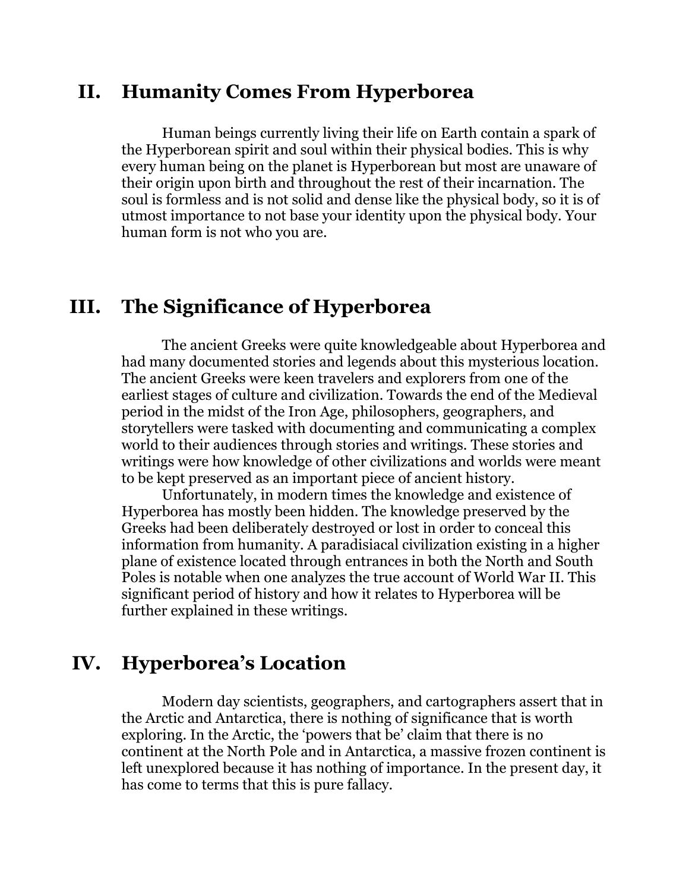## II. Humanity Comes From Hyperborea

Human beings currently living their life on Earth contain a spark of the Hyperborean spirit and soul within their physical bodies. This is why every human being on the planet is Hyperborean but most are unaware of their origin upon birth and throughout the rest of their incarnation. The soul is formless and is not solid and dense like the physical body, so it is of utmost importance to not base your identity upon the physical body. Your human form is not who you are.

## III. The Significance of Hyperborea

The ancient Greeks were quite knowledgeable about Hyperborea and had many documented stories and legends about this mysterious location. The ancient Greeks were keen travelers and explorers from one of the earliest stages of culture and civilization. Towards the end of the Medieval period in the midst of the Iron Age, philosophers, geographers, and storytellers were tasked with documenting and communicating a complex world to their audiences through stories and writings. These stories and writings were how knowledge of other civilizations and worlds were meant to be kept preserved as an important piece of ancient history.

Unfortunately, in modern times the knowledge and existence of Hyperborea has mostly been hidden. The knowledge preserved by the Greeks had been deliberately destroyed or lost in order to conceal this information from humanity. A paradisiacal civilization existing in a higher plane of existence located through entrances in both the North and South Poles is notable when one analyzes the true account of World War II. This significant period of history and how it relates to Hyperborea will be further explained in these writings.

## IV. Hyperborea's Location

Modern day scientists, geographers, and cartographers assert that in the Arctic and Antarctica, there is nothing of significance that is worth exploring. In the Arctic, the 'powers that be' claim that there is no continent at the North Pole and in Antarctica, a massive frozen continent is left unexplored because it has nothing of importance. In the present day, it has come to terms that this is pure fallacy.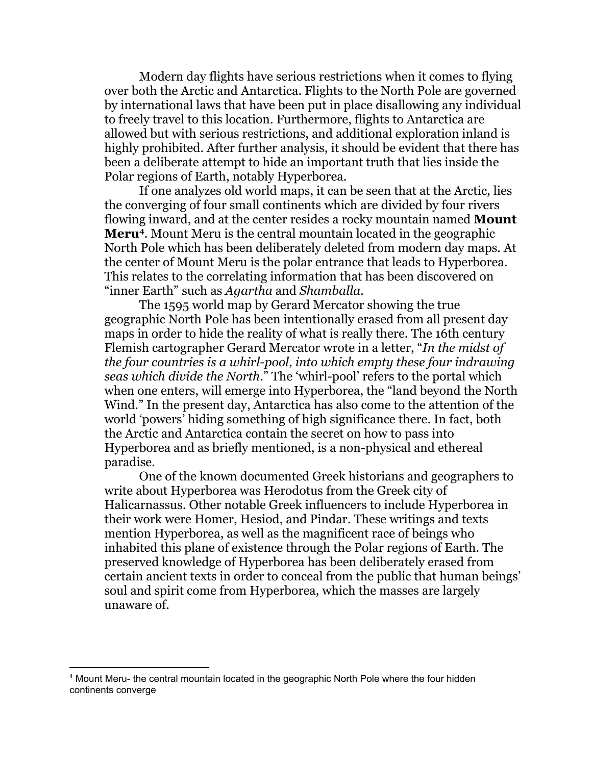Modern day flights have serious restrictions when it comes to flying over both the Arctic and Antarctica. Flights to the North Pole are governed by international laws that have been put in place disallowing any individual to freely travel to this location. Furthermore, flights to Antarctica are allowed but with serious restrictions, and additional exploration inland is highly prohibited. After further analysis, it should be evident that there has been a deliberate attempt to hide an important truth that lies inside the Polar regions of Earth, notably Hyperborea.

If one analyzes old world maps, it can be seen that at the Arctic, lies the converging of four small continents which are divided by four rivers flowing inward, and at the center resides a rocky mountain named **Mount Meru**[4]. Mount Meru is the central mountain located in the geographic North Pole which has been deliberately deleted from modern day maps. At the center of Mount Meru is the polar entrance that leads to Hyperborea. This relates to the correlating information that has been discovered on "inner Earth" such as *Agartha* and *Shamballa*.

The 1595 world map by Gerard Mercator showing the true geographic North Pole has been intentionally erased from all present day maps in order to hide the reality of what is really there. The 16th century Flemish cartographer Gerard Mercator wrote in a letter, "*In the midst of the four countries is a whirl-pool, into which empty these four indrawing seas which divide the North*." The 'whirl-pool' refers to the portal which when one enters, will emerge into Hyperborea, the "land beyond the North Wind." In the present day, Antarctica has also come to the attention of the world 'powers' hiding something of high significance there. In fact, both the Arctic and Antarctica contain the secret on how to pass into Hyperborea and as briefly mentioned, is a non-physical and ethereal paradise.

One of the known documented Greek historians and geographers to write about Hyperborea was Herodotus from the Greek city of Halicarnassus. Other notable Greek influencers to include Hyperborea in their work were Homer, Hesiod, and Pindar. These writings and texts mention Hyperborea, as well as the magnificent race of beings who inhabited this plane of existence through the Polar regions of Earth. The preserved knowledge of Hyperborea has been deliberately erased from certain ancient texts in order to conceal from the public that human beings' soul and spirit come from Hyperborea, which the masses are largely unaware of.

---

[4] Mount Meru- the central mountain located in the geographic North Pole where the four hidden continents converge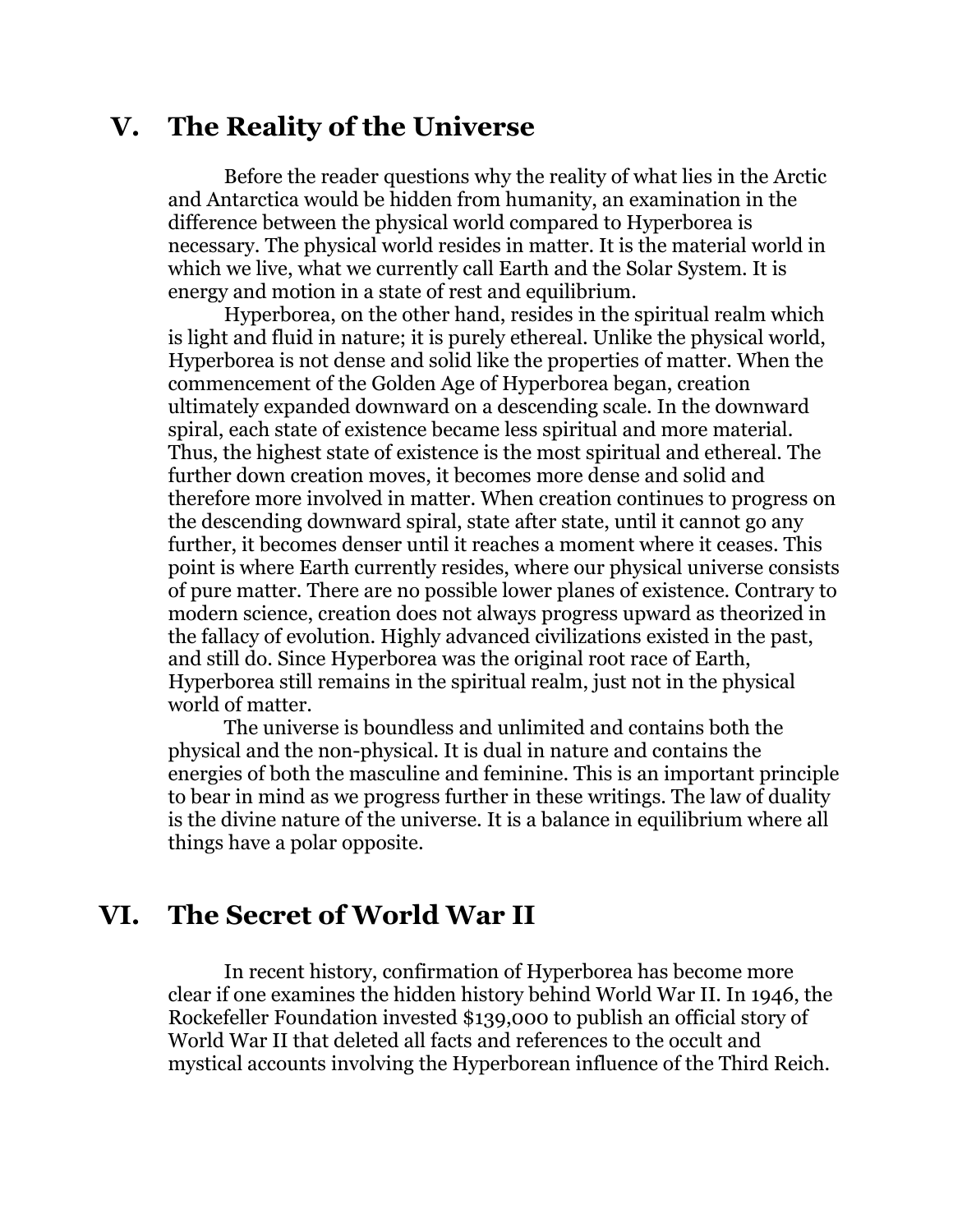## V. The Reality of the Universe

Before the reader questions why the reality of what lies in the Arctic and Antarctica would be hidden from humanity, an examination in the difference between the physical world compared to Hyperborea is necessary. The physical world resides in matter. It is the material world in which we live, what we currently call Earth and the Solar System. It is energy and motion in a state of rest and equilibrium.

Hyperborea, on the other hand, resides in the spiritual realm which is light and fluid in nature; it is purely ethereal. Unlike the physical world, Hyperborea is not dense and solid like the properties of matter. When the commencement of the Golden Age of Hyperborea began, creation ultimately expanded downward on a descending scale. In the downward spiral, each state of existence became less spiritual and more material. Thus, the highest state of existence is the most spiritual and ethereal. The further down creation moves, it becomes more dense and solid and therefore more involved in matter. When creation continues to progress on the descending downward spiral, state after state, until it cannot go any further, it becomes denser until it reaches a moment where it ceases. This point is where Earth currently resides, where our physical universe consists of pure matter. There are no possible lower planes of existence. Contrary to modern science, creation does not always progress upward as theorized in the fallacy of evolution. Highly advanced civilizations existed in the past, and still do. Since Hyperborea was the original root race of Earth, Hyperborea still remains in the spiritual realm, just not in the physical world of matter.

The universe is boundless and unlimited and contains both the physical and the non-physical. It is dual in nature and contains the energies of both the masculine and feminine. This is an important principle to bear in mind as we progress further in these writings. The law of duality is the divine nature of the universe. It is a balance in equilibrium where all things have a polar opposite.

## VI. The Secret of World War II

In recent history, confirmation of Hyperborea has become more clear if one examines the hidden history behind World War II. In 1946, the Rockefeller Foundation invested $139,000 to publish an official story of World War II that deleted all facts and references to the occult and mystical accounts involving the Hyperborean influence of the Third Reich.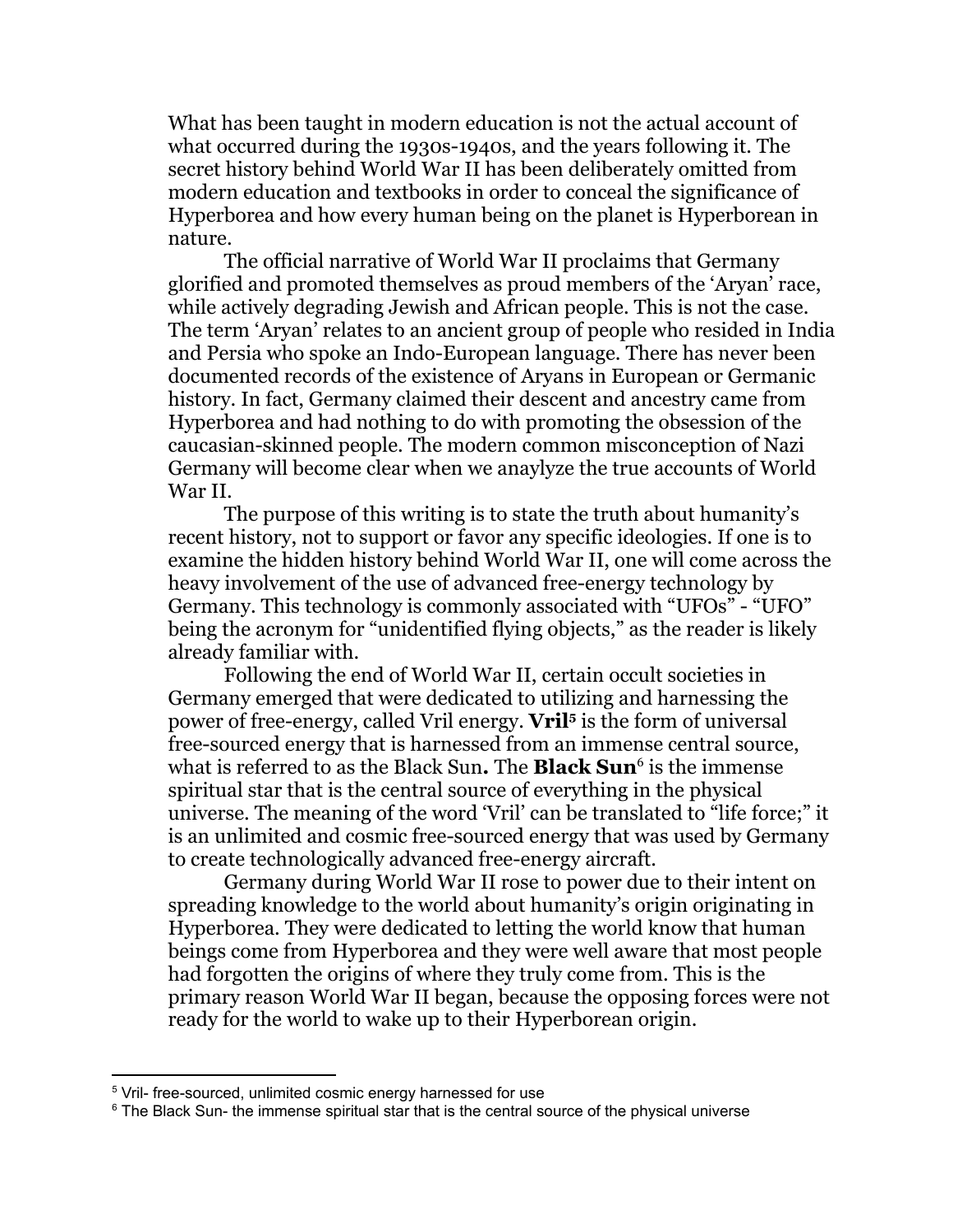What has been taught in modern education is not the actual account of what occurred during the 1930s-1940s, and the years following it. The secret history behind World War II has been deliberately omitted from modern education and textbooks in order to conceal the significance of Hyperborea and how every human being on the planet is Hyperborean in nature.

The official narrative of World War II proclaims that Germany glorified and promoted themselves as proud members of the 'Aryan' race, while actively degrading Jewish and African people. This is not the case. The term 'Aryan' relates to an ancient group of people who resided in India and Persia who spoke an Indo-European language. There has never been documented records of the existence of Aryans in European or Germanic history. In fact, Germany claimed their descent and ancestry came from Hyperborea and had nothing to do with promoting the obsession of the caucasian-skinned people. The modern common misconception of Nazi Germany will become clear when we anaylyze the true accounts of World War II.

The purpose of this writing is to state the truth about humanity's recent history, not to support or favor any specific ideologies. If one is to examine the hidden history behind World War II, one will come across the heavy involvement of the use of advanced free-energy technology by Germany. This technology is commonly associated with "UFOs" - "UFO" being the acronym for "unidentified flying objects," as the reader is likely already familiar with.

Following the end of World War II, certain occult societies in Germany emerged that were dedicated to utilizing and harnessing the power of free-energy, called Vril energy. **Vril**[5] is the form of universal free-sourced energy that is harnessed from an immense central source, what is referred to as the Black Sun**.** The **Black Sun**[6] is the immense spiritual star that is the central source of everything in the physical universe. The meaning of the word 'Vril' can be translated to "life force;" it is an unlimited and cosmic free-sourced energy that was used by Germany to create technologically advanced free-energy aircraft.

Germany during World War II rose to power due to their intent on spreading knowledge to the world about humanity's origin originating in Hyperborea. They were dedicated to letting the world know that human beings come from Hyperborea and they were well aware that most people had forgotten the origins of where they truly come from. This is the primary reason World War II began, because the opposing forces were not ready for the world to wake up to their Hyperborean origin.

---

[5] Vril- free-sourced, unlimited cosmic energy harnessed for use

[6] The Black Sun- the immense spiritual star that is the central source of the physical universe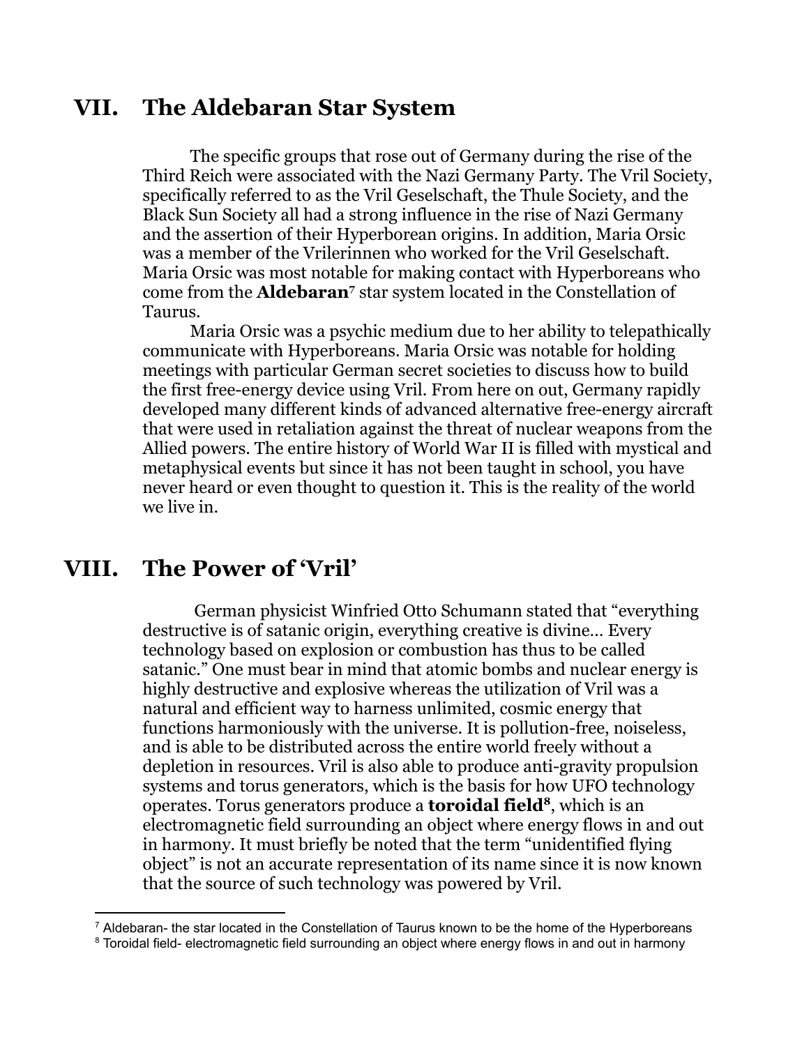## VII. The Aldebaran Star System

The specific groups that rose out of Germany during the rise of the Third Reich were associated with the Nazi Germany Party. The Vril Society, specifically referred to as the Vril Geselschaft, the Thule Society, and the Black Sun Society all had a strong influence in the rise of Nazi Germany and the assertion of their Hyperborean origins. In addition, Maria Orsic was a member of the Vrilerinnen who worked for the Vril Geselschaft. Maria Orsic was most notable for making contact with Hyperboreans who come from the **Aldebaran**[7] star system located in the Constellation of Taurus.

Maria Orsic was a psychic medium due to her ability to telepathically communicate with Hyperboreans. Maria Orsic was notable for holding meetings with particular German secret societies to discuss how to build the first free-energy device using Vril. From here on out, Germany rapidly developed many different kinds of advanced alternative free-energy aircraft that were used in retaliation against the threat of nuclear weapons from the Allied powers. The entire history of World War II is filled with mystical and metaphysical events but since it has not been taught in school, you have never heard or even thought to question it. This is the reality of the world we live in.

## VIII. The Power of 'Vril'

German physicist Winfried Otto Schumann stated that "everything destructive is of satanic origin, everything creative is divine… Every technology based on explosion or combustion has thus to be called satanic." One must bear in mind that atomic bombs and nuclear energy is highly destructive and explosive whereas the utilization of Vril was a natural and efficient way to harness unlimited, cosmic energy that functions harmoniously with the universe. It is pollution-free, noiseless, and is able to be distributed across the entire world freely without a depletion in resources. Vril is also able to produce anti-gravity propulsion systems and torus generators, which is the basis for how UFO technology operates. Torus generators produce a **toroidal field**[8], which is an electromagnetic field surrounding an object where energy flows in and out in harmony. It must briefly be noted that the term "unidentified flying object" is not an accurate representation of its name since it is now known that the source of such technology was powered by Vril.

---

[7] Aldebaran- the star located in the Constellation of Taurus known to be the home of the Hyperboreans

[8] Toroidal field- electromagnetic field surrounding an object where energy flows in and out in harmony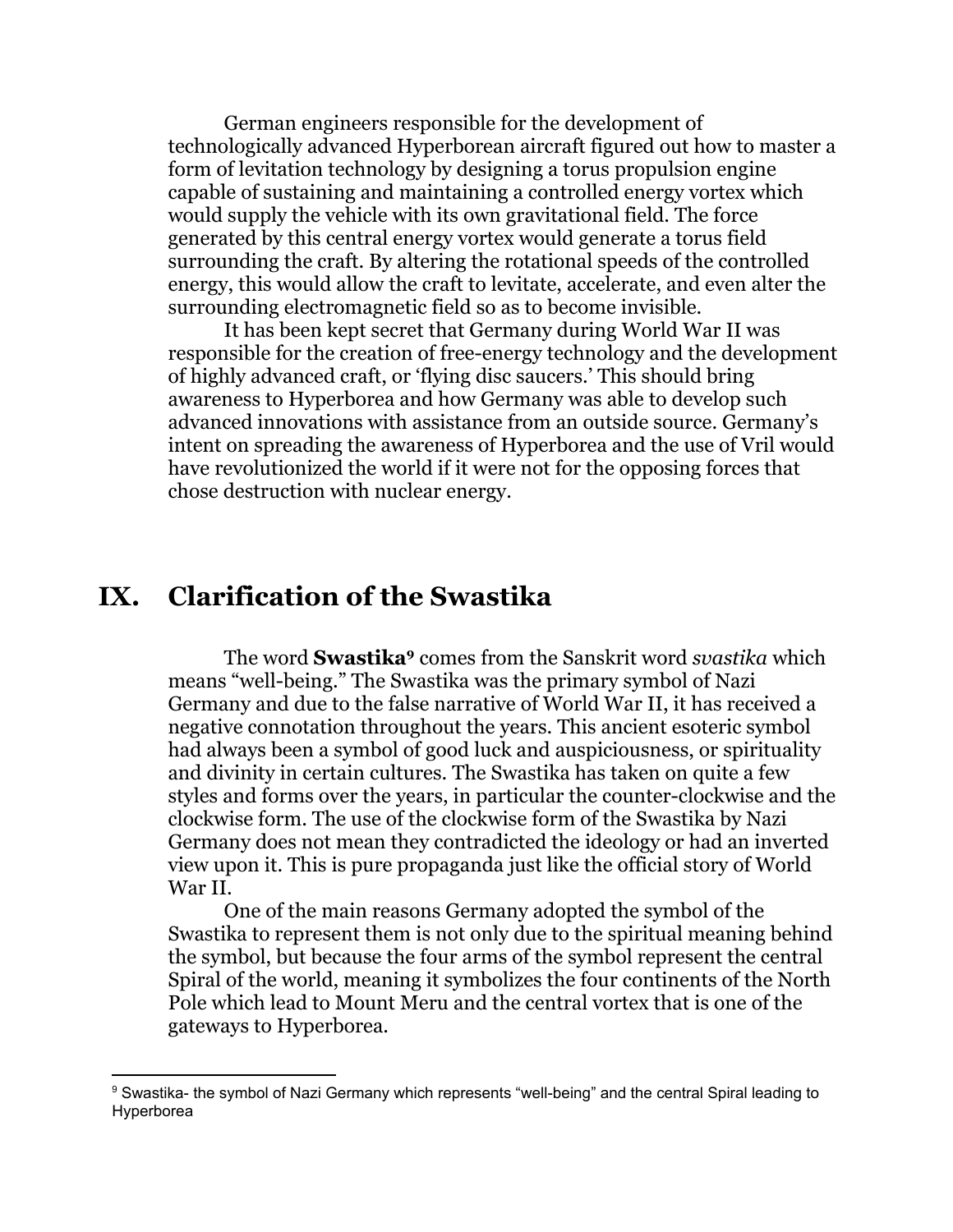German engineers responsible for the development of technologically advanced Hyperborean aircraft figured out how to master a form of levitation technology by designing a torus propulsion engine capable of sustaining and maintaining a controlled energy vortex which would supply the vehicle with its own gravitational field. The force generated by this central energy vortex would generate a torus field surrounding the craft. By altering the rotational speeds of the controlled energy, this would allow the craft to levitate, accelerate, and even alter the surrounding electromagnetic field so as to become invisible.

It has been kept secret that Germany during World War II was responsible for the creation of free-energy technology and the development of highly advanced craft, or 'flying disc saucers.' This should bring awareness to Hyperborea and how Germany was able to develop such advanced innovations with assistance from an outside source. Germany's intent on spreading the awareness of Hyperborea and the use of Vril would have revolutionized the world if it were not for the opposing forces that chose destruction with nuclear energy.

## IX. Clarification of the Swastika

The word **Swastika**[9] comes from the Sanskrit word *svastika* which means "well-being." The Swastika was the primary symbol of Nazi Germany and due to the false narrative of World War II, it has received a negative connotation throughout the years. This ancient esoteric symbol had always been a symbol of good luck and auspiciousness, or spirituality and divinity in certain cultures. The Swastika has taken on quite a few styles and forms over the years, in particular the counter-clockwise and the clockwise form. The use of the clockwise form of the Swastika by Nazi Germany does not mean they contradicted the ideology or had an inverted view upon it. This is pure propaganda just like the official story of World War II.

One of the main reasons Germany adopted the symbol of the Swastika to represent them is not only due to the spiritual meaning behind the symbol, but because the four arms of the symbol represent the central Spiral of the world, meaning it symbolizes the four continents of the North Pole which lead to Mount Meru and the central vortex that is one of the gateways to Hyperborea.

[9] Swastika- the symbol of Nazi Germany which represents "well-being" and the central Spiral leading to Hyperborea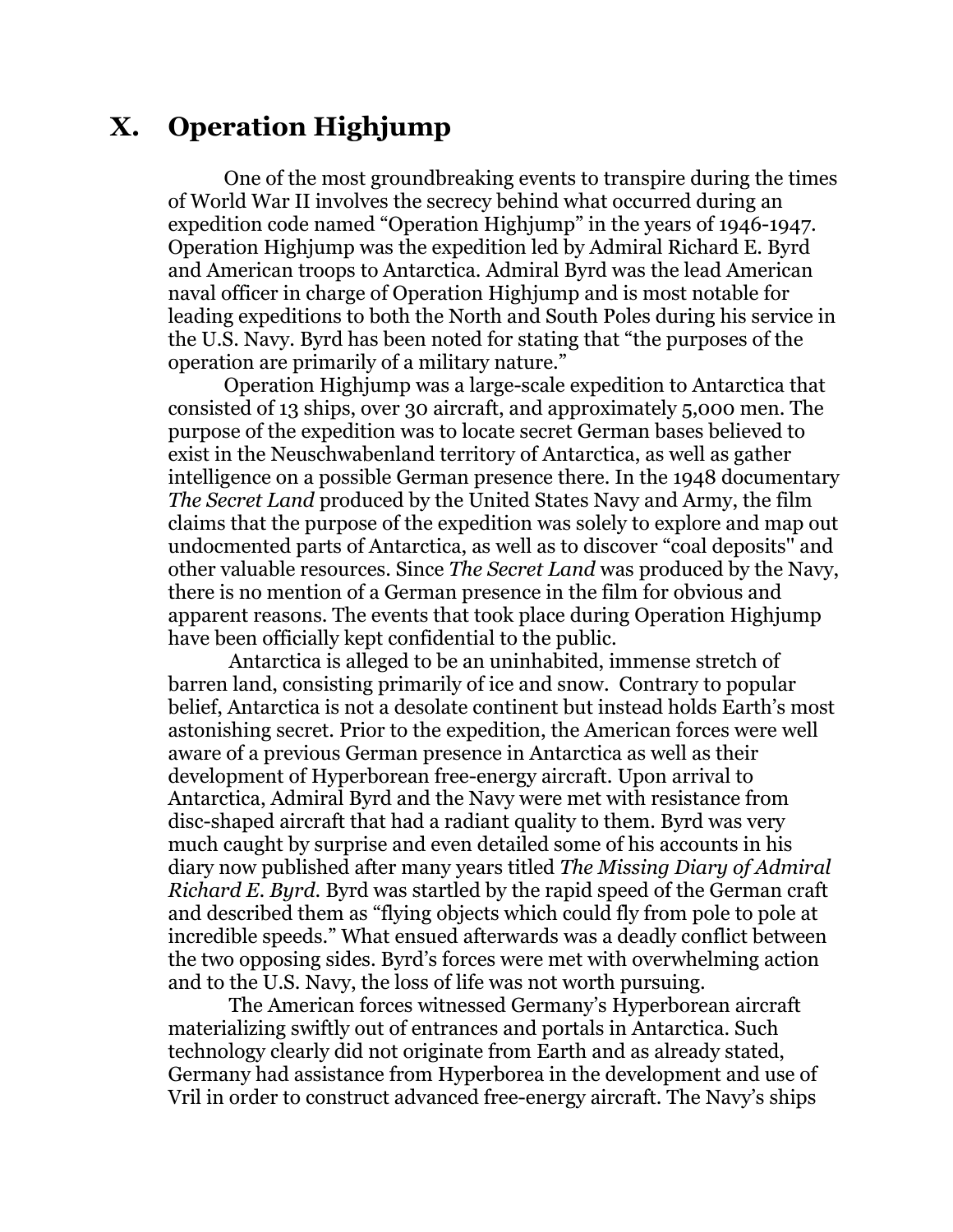# X. Operation Highjump

One of the most groundbreaking events to transpire during the times of World War II involves the secrecy behind what occurred during an expedition code named "Operation Highjump" in the years of 1946-1947. Operation Highjump was the expedition led by Admiral Richard E. Byrd and American troops to Antarctica. Admiral Byrd was the lead American naval officer in charge of Operation Highjump and is most notable for leading expeditions to both the North and South Poles during his service in the U.S. Navy. Byrd has been noted for stating that "the purposes of the operation are primarily of a military nature."

Operation Highjump was a large-scale expedition to Antarctica that consisted of 13 ships, over 30 aircraft, and approximately 5,000 men. The purpose of the expedition was to locate secret German bases believed to exist in the Neuschwabenland territory of Antarctica, as well as gather intelligence on a possible German presence there. In the 1948 documentary *The Secret Land* produced by the United States Navy and Army, the film claims that the purpose of the expedition was solely to explore and map out undocmented parts of Antarctica, as well as to discover "coal deposits'' and other valuable resources. Since *The Secret Land* was produced by the Navy, there is no mention of a German presence in the film for obvious and apparent reasons. The events that took place during Operation Highjump have been officially kept confidential to the public.

Antarctica is alleged to be an uninhabited, immense stretch of barren land, consisting primarily of ice and snow. Contrary to popular belief, Antarctica is not a desolate continent but instead holds Earth's most astonishing secret. Prior to the expedition, the American forces were well aware of a previous German presence in Antarctica as well as their development of Hyperborean free-energy aircraft. Upon arrival to Antarctica, Admiral Byrd and the Navy were met with resistance from disc-shaped aircraft that had a radiant quality to them. Byrd was very much caught by surprise and even detailed some of his accounts in his diary now published after many years titled *The Missing Diary of Admiral Richard E. Byrd*. Byrd was startled by the rapid speed of the German craft and described them as "flying objects which could fly from pole to pole at incredible speeds." What ensued afterwards was a deadly conflict between the two opposing sides. Byrd's forces were met with overwhelming action and to the U.S. Navy, the loss of life was not worth pursuing.

The American forces witnessed Germany's Hyperborean aircraft materializing swiftly out of entrances and portals in Antarctica. Such technology clearly did not originate from Earth and as already stated, Germany had assistance from Hyperborea in the development and use of Vril in order to construct advanced free-energy aircraft. The Navy's ships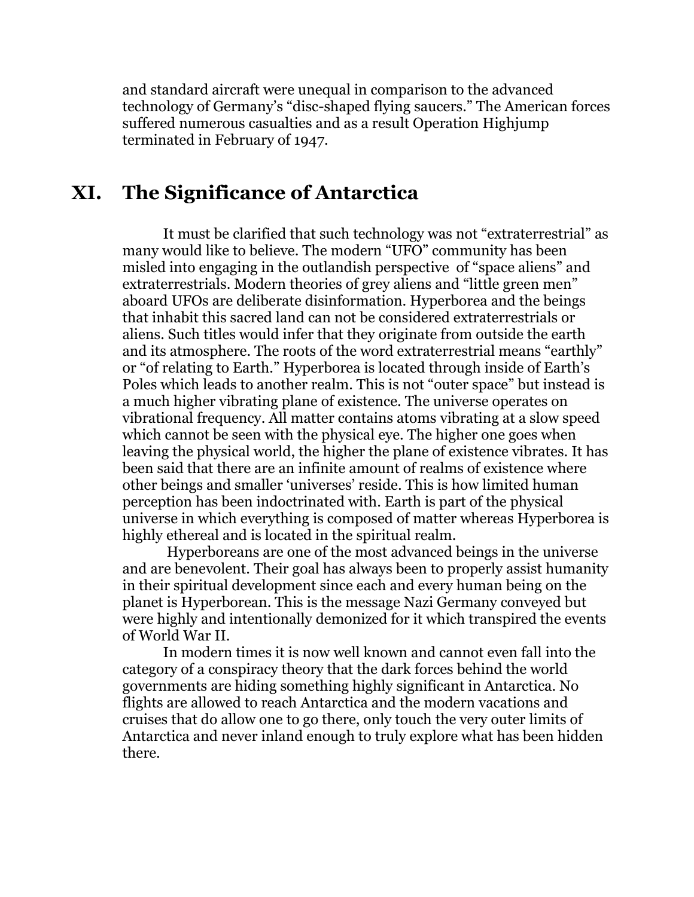and standard aircraft were unequal in comparison to the advanced technology of Germany's "disc-shaped flying saucers." The American forces suffered numerous casualties and as a result Operation Highjump terminated in February of 1947.

## XI. The Significance of Antarctica

It must be clarified that such technology was not "extraterrestrial" as many would like to believe. The modern "UFO" community has been misled into engaging in the outlandish perspective of "space aliens" and extraterrestrials. Modern theories of grey aliens and "little green men" aboard UFOs are deliberate disinformation. Hyperborea and the beings that inhabit this sacred land can not be considered extraterrestrials or aliens. Such titles would infer that they originate from outside the earth and its atmosphere. The roots of the word extraterrestrial means "earthly" or "of relating to Earth." Hyperborea is located through inside of Earth's Poles which leads to another realm. This is not "outer space" but instead is a much higher vibrating plane of existence. The universe operates on vibrational frequency. All matter contains atoms vibrating at a slow speed which cannot be seen with the physical eye. The higher one goes when leaving the physical world, the higher the plane of existence vibrates. It has been said that there are an infinite amount of realms of existence where other beings and smaller 'universes' reside. This is how limited human perception has been indoctrinated with. Earth is part of the physical universe in which everything is composed of matter whereas Hyperborea is highly ethereal and is located in the spiritual realm.

Hyperboreans are one of the most advanced beings in the universe and are benevolent. Their goal has always been to properly assist humanity in their spiritual development since each and every human being on the planet is Hyperborean. This is the message Nazi Germany conveyed but were highly and intentionally demonized for it which transpired the events of World War II.

In modern times it is now well known and cannot even fall into the category of a conspiracy theory that the dark forces behind the world governments are hiding something highly significant in Antarctica. No flights are allowed to reach Antarctica and the modern vacations and cruises that do allow one to go there, only touch the very outer limits of Antarctica and never inland enough to truly explore what has been hidden there.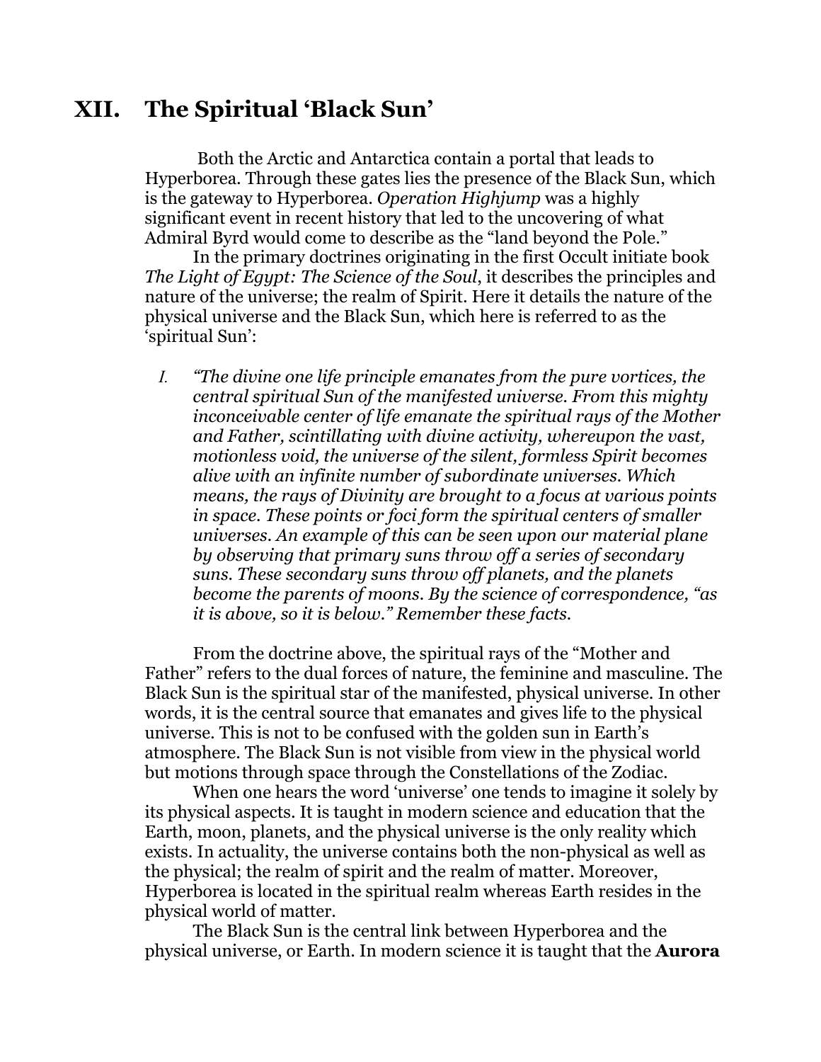# XII. The Spiritual 'Black Sun'

Both the Arctic and Antarctica contain a portal that leads to Hyperborea. Through these gates lies the presence of the Black Sun, which is the gateway to Hyperborea. *Operation Highjump* was a highly significant event in recent history that led to the uncovering of what Admiral Byrd would come to describe as the "land beyond the Pole."

In the primary doctrines originating in the first Occult initiate book *The Light of Egypt: The Science of the Soul*, it describes the principles and nature of the universe; the realm of Spirit. Here it details the nature of the physical universe and the Black Sun, which here is referred to as the 'spiritual Sun':

> *I. "The divine one life principle emanates from the pure vortices, the central spiritual Sun of the manifested universe. From this mighty inconceivable center of life emanate the spiritual rays of the Mother and Father, scintillating with divine activity, whereupon the vast, motionless void, the universe of the silent, formless Spirit becomes alive with an infinite number of subordinate universes. Which means, the rays of Divinity are brought to a focus at various points in space. These points or foci form the spiritual centers of smaller universes. An example of this can be seen upon our material plane by observing that primary suns throw off a series of secondary suns. These secondary suns throw off planets, and the planets become the parents of moons. By the science of correspondence, "as it is above, so it is below." Remember these facts.*

From the doctrine above, the spiritual rays of the "Mother and Father" refers to the dual forces of nature, the feminine and masculine. The Black Sun is the spiritual star of the manifested, physical universe. In other words, it is the central source that emanates and gives life to the physical universe. This is not to be confused with the golden sun in Earth's atmosphere. The Black Sun is not visible from view in the physical world but motions through space through the Constellations of the Zodiac.

When one hears the word 'universe' one tends to imagine it solely by its physical aspects. It is taught in modern science and education that the Earth, moon, planets, and the physical universe is the only reality which exists. In actuality, the universe contains both the non-physical as well as the physical; the realm of spirit and the realm of matter. Moreover, Hyperborea is located in the spiritual realm whereas Earth resides in the physical world of matter.

The Black Sun is the central link between Hyperborea and the physical universe, or Earth. In modern science it is taught that the **Aurora**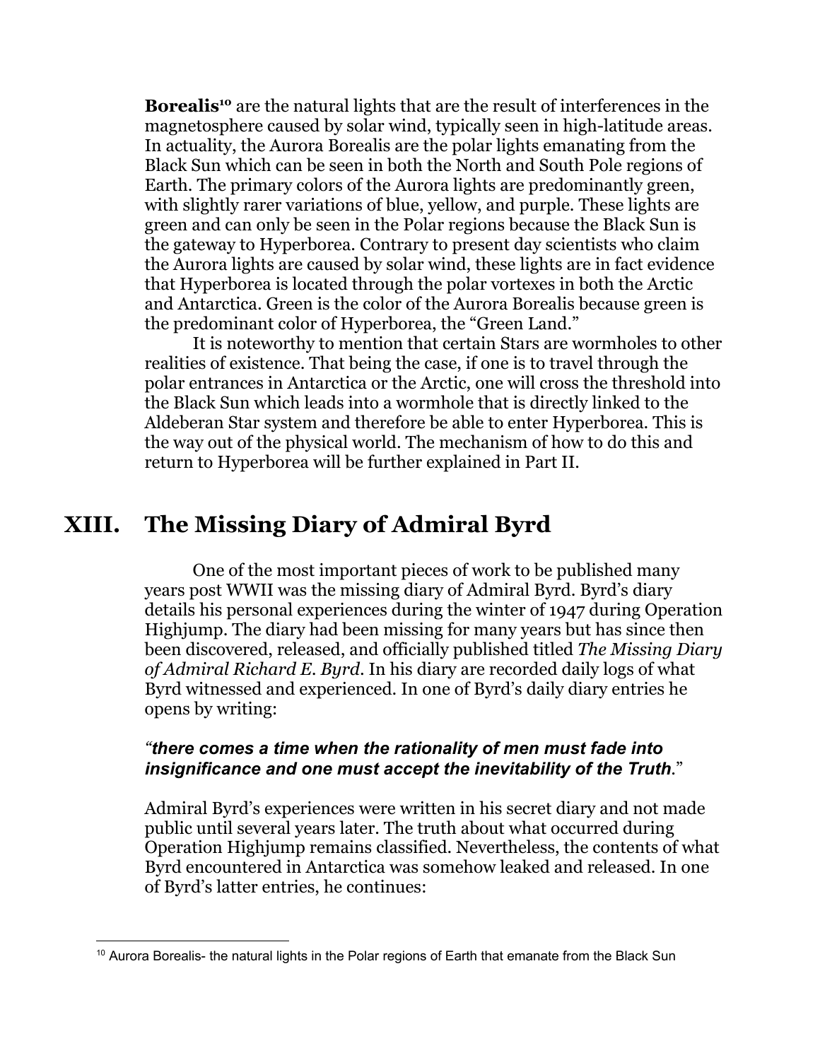**Borealis**[10] are the natural lights that are the result of interferences in the magnetosphere caused by solar wind, typically seen in high-latitude areas. In actuality, the Aurora Borealis are the polar lights emanating from the Black Sun which can be seen in both the North and South Pole regions of Earth. The primary colors of the Aurora lights are predominantly green, with slightly rarer variations of blue, yellow, and purple. These lights are green and can only be seen in the Polar regions because the Black Sun is the gateway to Hyperborea. Contrary to present day scientists who claim the Aurora lights are caused by solar wind, these lights are in fact evidence that Hyperborea is located through the polar vortexes in both the Arctic and Antarctica. Green is the color of the Aurora Borealis because green is the predominant color of Hyperborea, the "Green Land."

It is noteworthy to mention that certain Stars are wormholes to other realities of existence. That being the case, if one is to travel through the polar entrances in Antarctica or the Arctic, one will cross the threshold into the Black Sun which leads into a wormhole that is directly linked to the Aldeberan Star system and therefore be able to enter Hyperborea. This is the way out of the physical world. The mechanism of how to do this and return to Hyperborea will be further explained in Part II.

## XIII. The Missing Diary of Admiral Byrd

One of the most important pieces of work to be published many years post WWII was the missing diary of Admiral Byrd. Byrd's diary details his personal experiences during the winter of 1947 during Operation Highjump. The diary had been missing for many years but has since then been discovered, released, and officially published titled *The Missing Diary of Admiral Richard E. Byrd*. In his diary are recorded daily logs of what Byrd witnessed and experienced. In one of Byrd's daily diary entries he opens by writing:

*"**there comes a time when the rationality of men must fade into insignificance and one must accept the inevitability of the Truth**."*

Admiral Byrd's experiences were written in his secret diary and not made public until several years later. The truth about what occurred during Operation Highjump remains classified. Nevertheless, the contents of what Byrd encountered in Antarctica was somehow leaked and released. In one of Byrd's latter entries, he continues:

---

[10] Aurora Borealis- the natural lights in the Polar regions of Earth that emanate from the Black Sun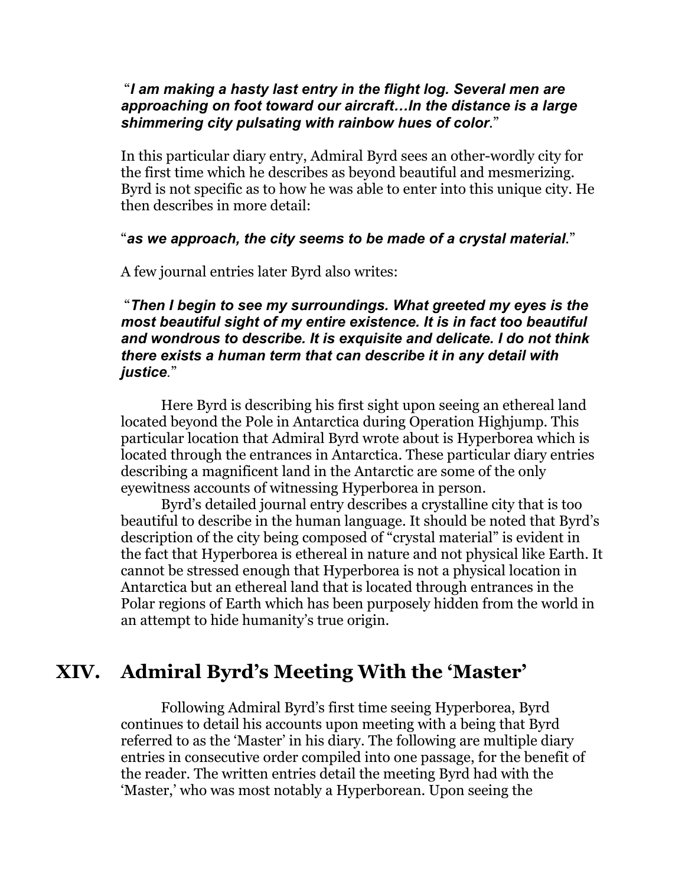“***I am making a hasty last entry in the flight log. Several men are approaching on foot toward our aircraft…In the distance is a large shimmering city pulsating with rainbow hues of color***.”

In this particular diary entry, Admiral Byrd sees an other-wordly city for the first time which he describes as beyond beautiful and mesmerizing. Byrd is not specific as to how he was able to enter into this unique city. He then describes in more detail:

“***as we approach, the city seems to be made of a crystal material***.”

A few journal entries later Byrd also writes:

“***Then I begin to see my surroundings. What greeted my eyes is the most beautiful sight of my entire existence. It is in fact too beautiful and wondrous to describe. It is exquisite and delicate. I do not think there exists a human term that can describe it in any detail with justice***.”

Here Byrd is describing his first sight upon seeing an ethereal land located beyond the Pole in Antarctica during Operation Highjump. This particular location that Admiral Byrd wrote about is Hyperborea which is located through the entrances in Antarctica. These particular diary entries describing a magnificent land in the Antarctic are some of the only eyewitness accounts of witnessing Hyperborea in person.

Byrd’s detailed journal entry describes a crystalline city that is too beautiful to describe in the human language. It should be noted that Byrd’s description of the city being composed of “crystal material” is evident in the fact that Hyperborea is ethereal in nature and not physical like Earth. It cannot be stressed enough that Hyperborea is not a physical location in Antarctica but an ethereal land that is located through entrances in the Polar regions of Earth which has been purposely hidden from the world in an attempt to hide humanity’s true origin.

## XIV. Admiral Byrd’s Meeting With the ‘Master’

Following Admiral Byrd’s first time seeing Hyperborea, Byrd continues to detail his accounts upon meeting with a being that Byrd referred to as the ‘Master’ in his diary. The following are multiple diary entries in consecutive order compiled into one passage, for the benefit of the reader. The written entries detail the meeting Byrd had with the ‘Master,’ who was most notably a Hyperborean. Upon seeing the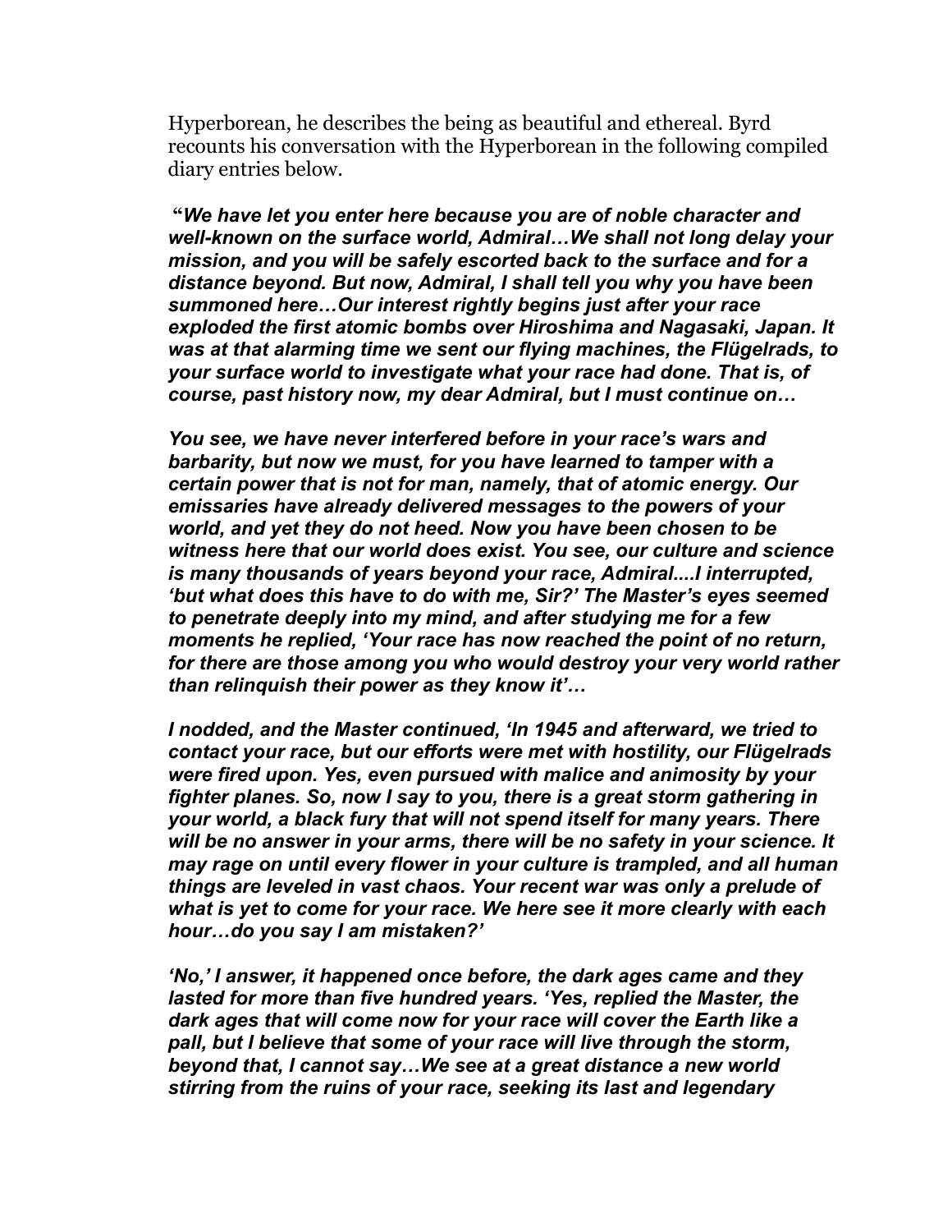Hyperborean, he describes the being as beautiful and ethereal. Byrd recounts his conversation with the Hyperborean in the following compiled diary entries below.

**"*We have let you enter here because you are of noble character and well-known on the surface world, Admiral…We shall not long delay your mission, and you will be safely escorted back to the surface and for a distance beyond. But now, Admiral, I shall tell you why you have been summoned here…Our interest rightly begins just after your race exploded the first atomic bombs over Hiroshima and Nagasaki, Japan. It was at that alarming time we sent our flying machines, the Flügelrads, to your surface world to investigate what your race had done. That is, of course, past history now, my dear Admiral, but I must continue on…***

***You see, we have never interfered before in your race's wars and barbarity, but now we must, for you have learned to tamper with a certain power that is not for man, namely, that of atomic energy. Our emissaries have already delivered messages to the powers of your world, and yet they do not heed. Now you have been chosen to be witness here that our world does exist. You see, our culture and science is many thousands of years beyond your race, Admiral....I interrupted, 'but what does this have to do with me, Sir?' The Master's eyes seemed to penetrate deeply into my mind, and after studying me for a few moments he replied, 'Your race has now reached the point of no return, for there are those among you who would destroy your very world rather than relinquish their power as they know it'…***

***I nodded, and the Master continued, 'In 1945 and afterward, we tried to contact your race, but our efforts were met with hostility, our Flügelrads were fired upon. Yes, even pursued with malice and animosity by your fighter planes. So, now I say to you, there is a great storm gathering in your world, a black fury that will not spend itself for many years. There will be no answer in your arms, there will be no safety in your science. It may rage on until every flower in your culture is trampled, and all human things are leveled in vast chaos. Your recent war was only a prelude of what is yet to come for your race. We here see it more clearly with each hour…do you say I am mistaken?'***

***'No,' I answer, it happened once before, the dark ages came and they lasted for more than five hundred years. 'Yes, replied the Master, the dark ages that will come now for your race will cover the Earth like a pall, but I believe that some of your race will live through the storm, beyond that, I cannot say…We see at a great distance a new world stirring from the ruins of your race, seeking its last and legendary***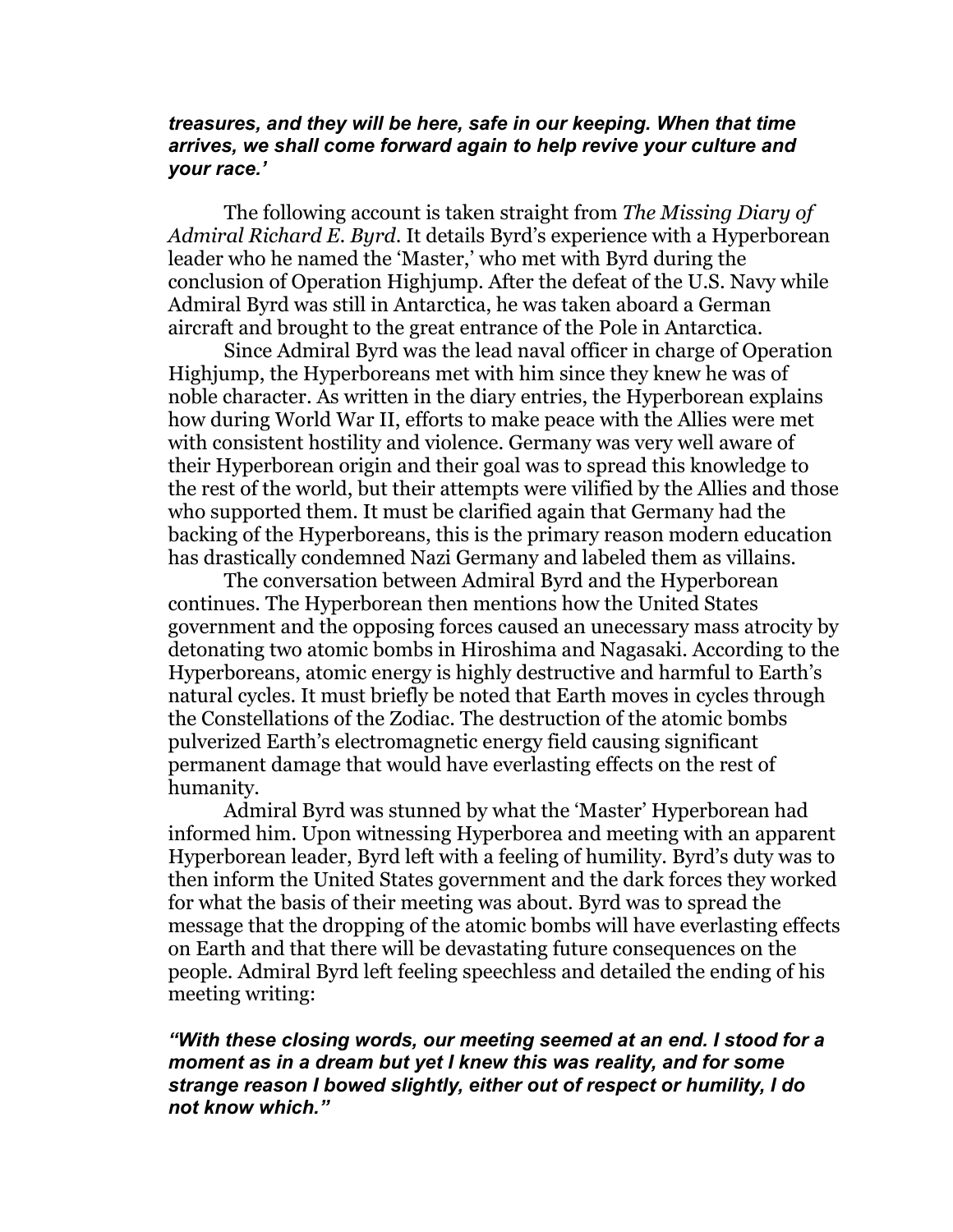***treasures, and they will be here, safe in our keeping. When that time arrives, we shall come forward again to help revive your culture and your race.'***

The following account is taken straight from *The Missing Diary of Admiral Richard E. Byrd*. It details Byrd's experience with a Hyperborean leader who he named the 'Master,' who met with Byrd during the conclusion of Operation Highjump. After the defeat of the U.S. Navy while Admiral Byrd was still in Antarctica, he was taken aboard a German aircraft and brought to the great entrance of the Pole in Antarctica.

Since Admiral Byrd was the lead naval officer in charge of Operation Highjump, the Hyperboreans met with him since they knew he was of noble character. As written in the diary entries, the Hyperborean explains how during World War II, efforts to make peace with the Allies were met with consistent hostility and violence. Germany was very well aware of their Hyperborean origin and their goal was to spread this knowledge to the rest of the world, but their attempts were vilified by the Allies and those who supported them. It must be clarified again that Germany had the backing of the Hyperboreans, this is the primary reason modern education has drastically condemned Nazi Germany and labeled them as villains.

The conversation between Admiral Byrd and the Hyperborean continues. The Hyperborean then mentions how the United States government and the opposing forces caused an unecessary mass atrocity by detonating two atomic bombs in Hiroshima and Nagasaki. According to the Hyperboreans, atomic energy is highly destructive and harmful to Earth's natural cycles. It must briefly be noted that Earth moves in cycles through the Constellations of the Zodiac. The destruction of the atomic bombs pulverized Earth's electromagnetic energy field causing significant permanent damage that would have everlasting effects on the rest of humanity.

Admiral Byrd was stunned by what the 'Master' Hyperborean had informed him. Upon witnessing Hyperborea and meeting with an apparent Hyperborean leader, Byrd left with a feeling of humility. Byrd's duty was to then inform the United States government and the dark forces they worked for what the basis of their meeting was about. Byrd was to spread the message that the dropping of the atomic bombs will have everlasting effects on Earth and that there will be devastating future consequences on the people. Admiral Byrd left feeling speechless and detailed the ending of his meeting writing:

***"With these closing words, our meeting seemed at an end. I stood for a moment as in a dream but yet I knew this was reality, and for some strange reason I bowed slightly, either out of respect or humility, I do not know which."***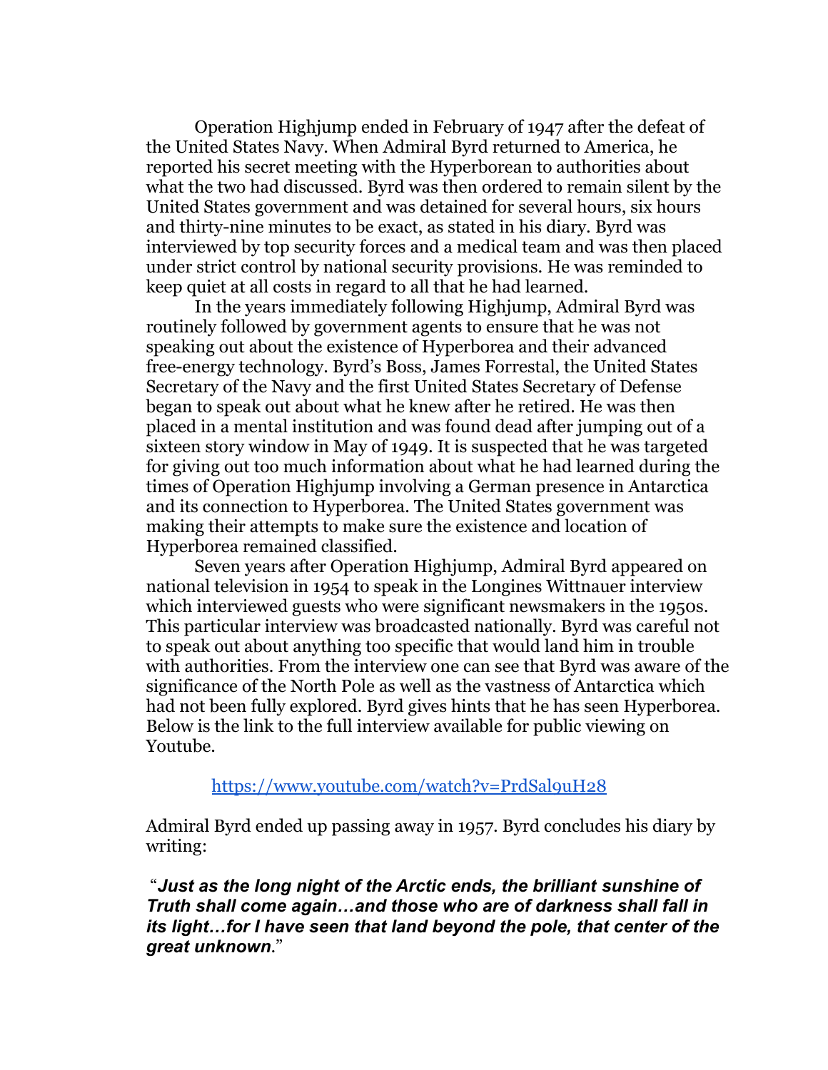Operation Highjump ended in February of 1947 after the defeat of the United States Navy. When Admiral Byrd returned to America, he reported his secret meeting with the Hyperborean to authorities about what the two had discussed. Byrd was then ordered to remain silent by the United States government and was detained for several hours, six hours and thirty-nine minutes to be exact, as stated in his diary. Byrd was interviewed by top security forces and a medical team and was then placed under strict control by national security provisions. He was reminded to keep quiet at all costs in regard to all that he had learned.

In the years immediately following Highjump, Admiral Byrd was routinely followed by government agents to ensure that he was not speaking out about the existence of Hyperborea and their advanced free-energy technology. Byrd's Boss, James Forrestal, the United States Secretary of the Navy and the first United States Secretary of Defense began to speak out about what he knew after he retired. He was then placed in a mental institution and was found dead after jumping out of a sixteen story window in May of 1949. It is suspected that he was targeted for giving out too much information about what he had learned during the times of Operation Highjump involving a German presence in Antarctica and its connection to Hyperborea. The United States government was making their attempts to make sure the existence and location of Hyperborea remained classified.

Seven years after Operation Highjump, Admiral Byrd appeared on national television in 1954 to speak in the Longines Wittnauer interview which interviewed guests who were significant newsmakers in the 1950s. This particular interview was broadcasted nationally. Byrd was careful not to speak out about anything too specific that would land him in trouble with authorities. From the interview one can see that Byrd was aware of the significance of the North Pole as well as the vastness of Antarctica which had not been fully explored. Byrd gives hints that he has seen Hyperborea. Below is the link to the full interview available for public viewing on Youtube.

[https://www.youtube.com/watch?v=PrdSal9uH28](https://www.youtube.com/watch?v=PrdSal9uH28)

Admiral Byrd ended up passing away in 1957. Byrd concludes his diary by writing:

"***Just as the long night of the Arctic ends, the brilliant sunshine of Truth shall come again…and those who are of darkness shall fall in its light…for I have seen that land beyond the pole, that center of the great unknown.***"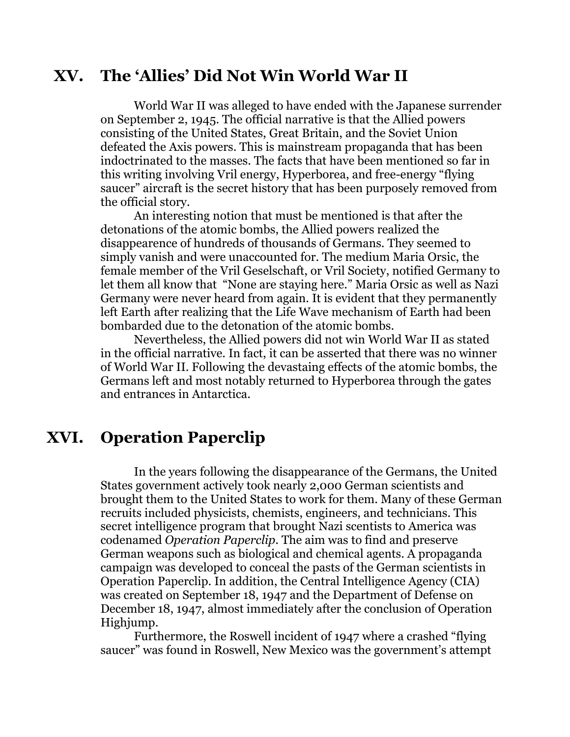## XV. The 'Allies' Did Not Win World War II

World War II was alleged to have ended with the Japanese surrender on September 2, 1945. The official narrative is that the Allied powers consisting of the United States, Great Britain, and the Soviet Union defeated the Axis powers. This is mainstream propaganda that has been indoctrinated to the masses. The facts that have been mentioned so far in this writing involving Vril energy, Hyperborea, and free-energy "flying saucer" aircraft is the secret history that has been purposely removed from the official story.

An interesting notion that must be mentioned is that after the detonations of the atomic bombs, the Allied powers realized the disappearence of hundreds of thousands of Germans. They seemed to simply vanish and were unaccounted for. The medium Maria Orsic, the female member of the Vril Geselschaft, or Vril Society, notified Germany to let them all know that "None are staying here." Maria Orsic as well as Nazi Germany were never heard from again. It is evident that they permanently left Earth after realizing that the Life Wave mechanism of Earth had been bombarded due to the detonation of the atomic bombs.

Nevertheless, the Allied powers did not win World War II as stated in the official narrative. In fact, it can be asserted that there was no winner of World War II. Following the devastaing effects of the atomic bombs, the Germans left and most notably returned to Hyperborea through the gates and entrances in Antarctica.

## XVI. Operation Paperclip

In the years following the disappearance of the Germans, the United States government actively took nearly 2,000 German scientists and brought them to the United States to work for them. Many of these German recruits included physicists, chemists, engineers, and technicians. This secret intelligence program that brought Nazi scentists to America was codenamed *Operation Paperclip*. The aim was to find and preserve German weapons such as biological and chemical agents. A propaganda campaign was developed to conceal the pasts of the German scientists in Operation Paperclip. In addition, the Central Intelligence Agency (CIA) was created on September 18, 1947 and the Department of Defense on December 18, 1947, almost immediately after the conclusion of Operation Highjump.

Furthermore, the Roswell incident of 1947 where a crashed "flying saucer" was found in Roswell, New Mexico was the government's attempt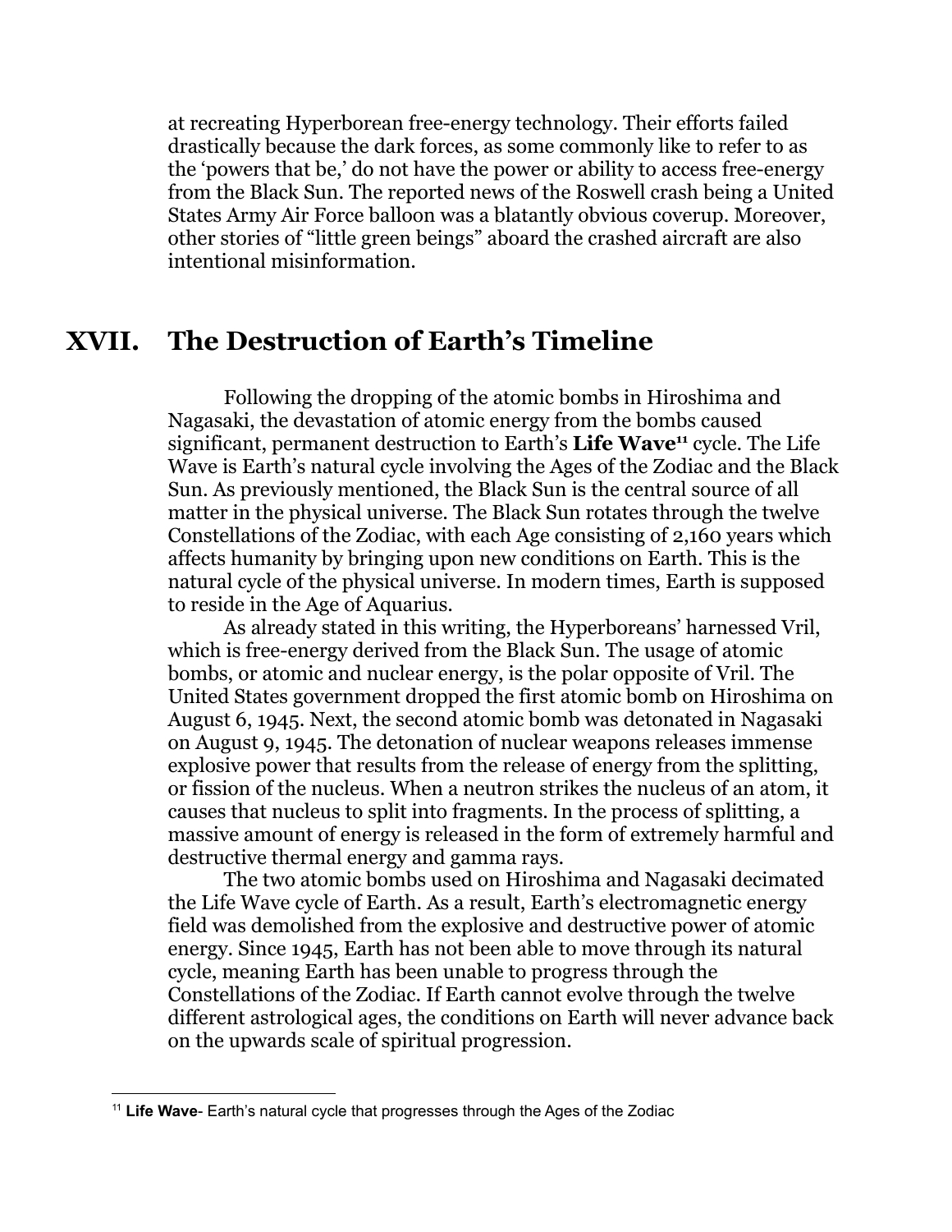at recreating Hyperborean free-energy technology. Their efforts failed drastically because the dark forces, as some commonly like to refer to as the 'powers that be,' do not have the power or ability to access free-energy from the Black Sun. The reported news of the Roswell crash being a United States Army Air Force balloon was a blatantly obvious coverup. Moreover, other stories of "little green beings" aboard the crashed aircraft are also intentional misinformation.

## XVII. The Destruction of Earth's Timeline

Following the dropping of the atomic bombs in Hiroshima and Nagasaki, the devastation of atomic energy from the bombs caused significant, permanent destruction to Earth's **Life Wave**[11] cycle. The Life Wave is Earth's natural cycle involving the Ages of the Zodiac and the Black Sun. As previously mentioned, the Black Sun is the central source of all matter in the physical universe. The Black Sun rotates through the twelve Constellations of the Zodiac, with each Age consisting of 2,160 years which affects humanity by bringing upon new conditions on Earth. This is the natural cycle of the physical universe. In modern times, Earth is supposed to reside in the Age of Aquarius.

As already stated in this writing, the Hyperboreans' harnessed Vril, which is free-energy derived from the Black Sun. The usage of atomic bombs, or atomic and nuclear energy, is the polar opposite of Vril. The United States government dropped the first atomic bomb on Hiroshima on August 6, 1945. Next, the second atomic bomb was detonated in Nagasaki on August 9, 1945. The detonation of nuclear weapons releases immense explosive power that results from the release of energy from the splitting, or fission of the nucleus. When a neutron strikes the nucleus of an atom, it causes that nucleus to split into fragments. In the process of splitting, a massive amount of energy is released in the form of extremely harmful and destructive thermal energy and gamma rays.

The two atomic bombs used on Hiroshima and Nagasaki decimated the Life Wave cycle of Earth. As a result, Earth's electromagnetic energy field was demolished from the explosive and destructive power of atomic energy. Since 1945, Earth has not been able to move through its natural cycle, meaning Earth has been unable to progress through the Constellations of the Zodiac. If Earth cannot evolve through the twelve different astrological ages, the conditions on Earth will never advance back on the upwards scale of spiritual progression.

---

[11] **Life Wave**- Earth's natural cycle that progresses through the Ages of the Zodiac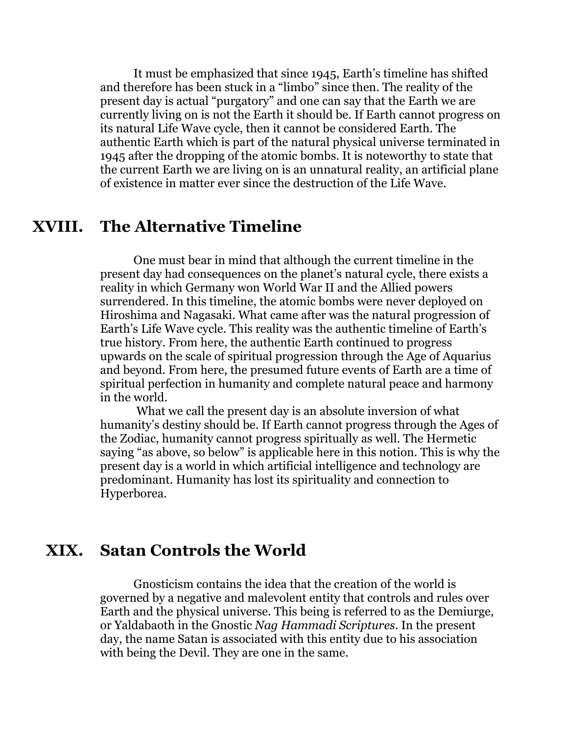It must be emphasized that since 1945, Earth's timeline has shifted and therefore has been stuck in a "limbo" since then. The reality of the present day is actual "purgatory" and one can say that the Earth we are currently living on is not the Earth it should be. If Earth cannot progress on its natural Life Wave cycle, then it cannot be considered Earth. The authentic Earth which is part of the natural physical universe terminated in 1945 after the dropping of the atomic bombs. It is noteworthy to state that the current Earth we are living on is an unnatural reality, an artificial plane of existence in matter ever since the destruction of the Life Wave.

## XVIII. The Alternative Timeline

One must bear in mind that although the current timeline in the present day had consequences on the planet's natural cycle, there exists a reality in which Germany won World War II and the Allied powers surrendered. In this timeline, the atomic bombs were never deployed on Hiroshima and Nagasaki. What came after was the natural progression of Earth's Life Wave cycle. This reality was the authentic timeline of Earth's true history. From here, the authentic Earth continued to progress upwards on the scale of spiritual progression through the Age of Aquarius and beyond. From here, the presumed future events of Earth are a time of spiritual perfection in humanity and complete natural peace and harmony in the world.

What we call the present day is an absolute inversion of what humanity's destiny should be. If Earth cannot progress through the Ages of the Zodiac, humanity cannot progress spiritually as well. The Hermetic saying "as above, so below" is applicable here in this notion. This is why the present day is a world in which artificial intelligence and technology are predominant. Humanity has lost its spirituality and connection to Hyperborea.

## XIX. Satan Controls the World

Gnosticism contains the idea that the creation of the world is governed by a negative and malevolent entity that controls and rules over Earth and the physical universe. This being is referred to as the Demiurge, or Yaldabaoth in the Gnostic *Nag Hammadi Scriptures*. In the present day, the name Satan is associated with this entity due to his association with being the Devil. They are one in the same.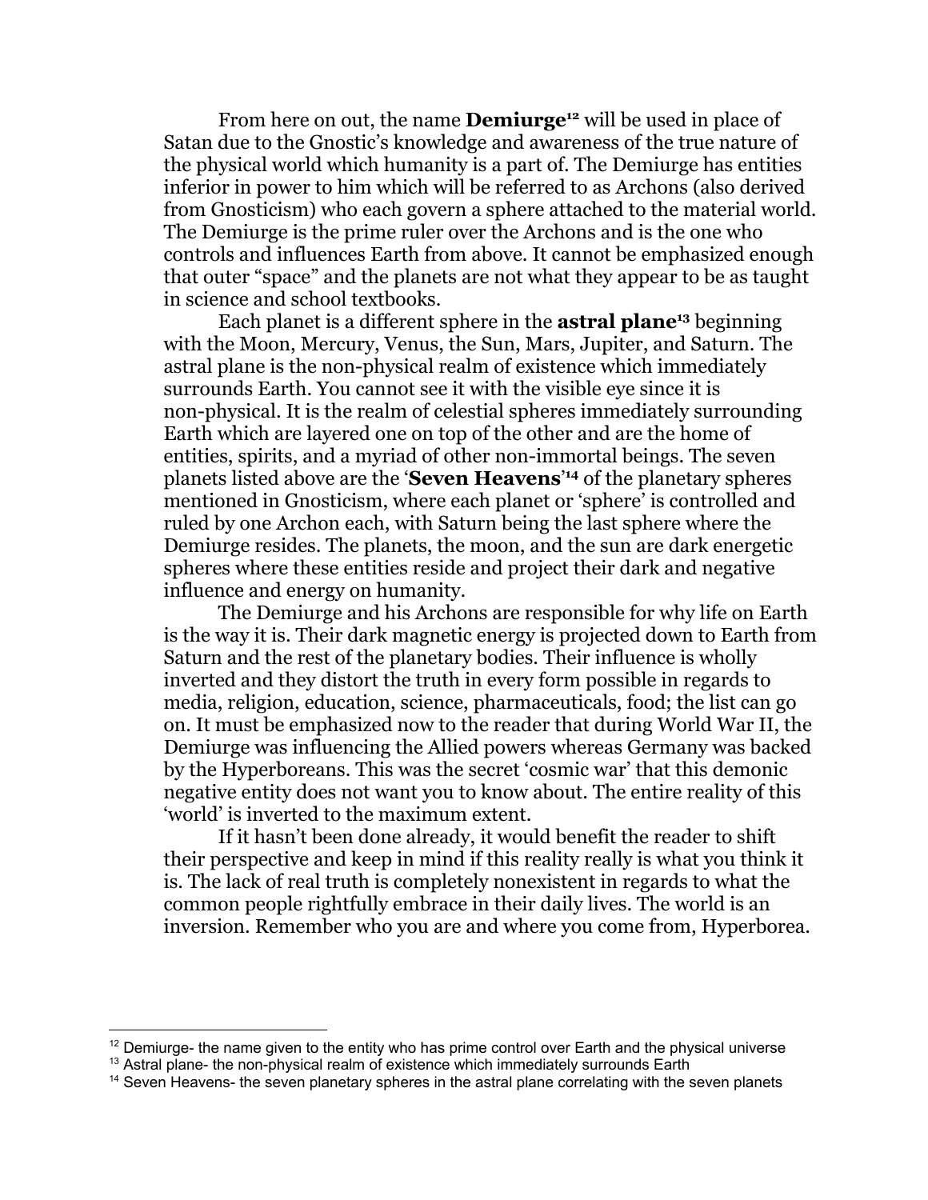From here on out, the name **Demiurge**[12] will be used in place of Satan due to the Gnostic's knowledge and awareness of the true nature of the physical world which humanity is a part of. The Demiurge has entities inferior in power to him which will be referred to as Archons (also derived from Gnosticism) who each govern a sphere attached to the material world. The Demiurge is the prime ruler over the Archons and is the one who controls and influences Earth from above. It cannot be emphasized enough that outer "space" and the planets are not what they appear to be as taught in science and school textbooks.

Each planet is a different sphere in the **astral plane**[13] beginning with the Moon, Mercury, Venus, the Sun, Mars, Jupiter, and Saturn. The astral plane is the non-physical realm of existence which immediately surrounds Earth. You cannot see it with the visible eye since it is non-physical. It is the realm of celestial spheres immediately surrounding Earth which are layered one on top of the other and are the home of entities, spirits, and a myriad of other non-immortal beings. The seven planets listed above are the '**Seven Heavens**'[14] of the planetary spheres mentioned in Gnosticism, where each planet or 'sphere' is controlled and ruled by one Archon each, with Saturn being the last sphere where the Demiurge resides. The planets, the moon, and the sun are dark energetic spheres where these entities reside and project their dark and negative influence and energy on humanity.

The Demiurge and his Archons are responsible for why life on Earth is the way it is. Their dark magnetic energy is projected down to Earth from Saturn and the rest of the planetary bodies. Their influence is wholly inverted and they distort the truth in every form possible in regards to media, religion, education, science, pharmaceuticals, food; the list can go on. It must be emphasized now to the reader that during World War II, the Demiurge was influencing the Allied powers whereas Germany was backed by the Hyperboreans. This was the secret 'cosmic war' that this demonic negative entity does not want you to know about. The entire reality of this 'world' is inverted to the maximum extent.

If it hasn't been done already, it would benefit the reader to shift their perspective and keep in mind if this reality really is what you think it is. The lack of real truth is completely nonexistent in regards to what the common people rightfully embrace in their daily lives. The world is an inversion. Remember who you are and where you come from, Hyperborea.

---

[12] Demiurge- the name given to the entity who has prime control over Earth and the physical universe

[13] Astral plane- the non-physical realm of existence which immediately surrounds Earth

[14] Seven Heavens- the seven planetary spheres in the astral plane correlating with the seven planets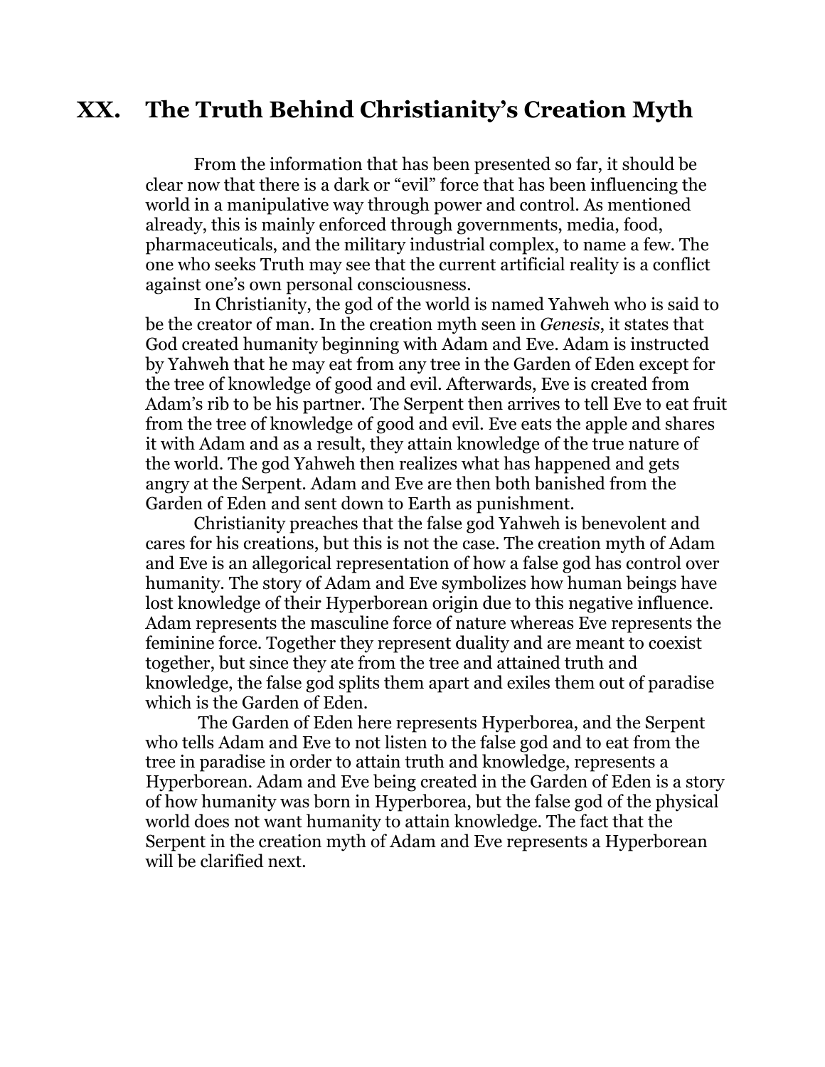## XX. The Truth Behind Christianity's Creation Myth

From the information that has been presented so far, it should be clear now that there is a dark or "evil" force that has been influencing the world in a manipulative way through power and control. As mentioned already, this is mainly enforced through governments, media, food, pharmaceuticals, and the military industrial complex, to name a few. The one who seeks Truth may see that the current artificial reality is a conflict against one's own personal consciousness.

In Christianity, the god of the world is named Yahweh who is said to be the creator of man. In the creation myth seen in *Genesis*, it states that God created humanity beginning with Adam and Eve. Adam is instructed by Yahweh that he may eat from any tree in the Garden of Eden except for the tree of knowledge of good and evil. Afterwards, Eve is created from Adam's rib to be his partner. The Serpent then arrives to tell Eve to eat fruit from the tree of knowledge of good and evil. Eve eats the apple and shares it with Adam and as a result, they attain knowledge of the true nature of the world. The god Yahweh then realizes what has happened and gets angry at the Serpent. Adam and Eve are then both banished from the Garden of Eden and sent down to Earth as punishment.

Christianity preaches that the false god Yahweh is benevolent and cares for his creations, but this is not the case. The creation myth of Adam and Eve is an allegorical representation of how a false god has control over humanity. The story of Adam and Eve symbolizes how human beings have lost knowledge of their Hyperborean origin due to this negative influence. Adam represents the masculine force of nature whereas Eve represents the feminine force. Together they represent duality and are meant to coexist together, but since they ate from the tree and attained truth and knowledge, the false god splits them apart and exiles them out of paradise which is the Garden of Eden.

The Garden of Eden here represents Hyperborea, and the Serpent who tells Adam and Eve to not listen to the false god and to eat from the tree in paradise in order to attain truth and knowledge, represents a Hyperborean. Adam and Eve being created in the Garden of Eden is a story of how humanity was born in Hyperborea, but the false god of the physical world does not want humanity to attain knowledge. The fact that the Serpent in the creation myth of Adam and Eve represents a Hyperborean will be clarified next.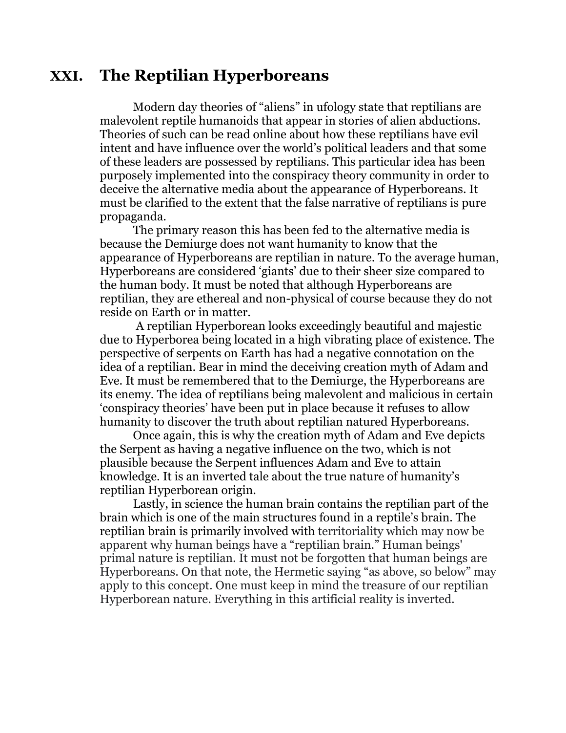## XXI. The Reptilian Hyperboreans

Modern day theories of “aliens” in ufology state that reptilians are malevolent reptile humanoids that appear in stories of alien abductions. Theories of such can be read online about how these reptilians have evil intent and have influence over the world’s political leaders and that some of these leaders are possessed by reptilians. This particular idea has been purposely implemented into the conspiracy theory community in order to deceive the alternative media about the appearance of Hyperboreans. It must be clarified to the extent that the false narrative of reptilians is pure propaganda.

The primary reason this has been fed to the alternative media is because the Demiurge does not want humanity to know that the appearance of Hyperboreans are reptilian in nature. To the average human, Hyperboreans are considered ‘giants’ due to their sheer size compared to the human body. It must be noted that although Hyperboreans are reptilian, they are ethereal and non-physical of course because they do not reside on Earth or in matter.

A reptilian Hyperborean looks exceedingly beautiful and majestic due to Hyperborea being located in a high vibrating place of existence. The perspective of serpents on Earth has had a negative connotation on the idea of a reptilian. Bear in mind the deceiving creation myth of Adam and Eve. It must be remembered that to the Demiurge, the Hyperboreans are its enemy. The idea of reptilians being malevolent and malicious in certain ‘conspiracy theories’ have been put in place because it refuses to allow humanity to discover the truth about reptilian natured Hyperboreans.

Once again, this is why the creation myth of Adam and Eve depicts the Serpent as having a negative influence on the two, which is not plausible because the Serpent influences Adam and Eve to attain knowledge. It is an inverted tale about the true nature of humanity’s reptilian Hyperborean origin.

Lastly, in science the human brain contains the reptilian part of the brain which is one of the main structures found in a reptile’s brain. The reptilian brain is primarily involved with territoriality which may now be apparent why human beings have a “reptilian brain.” Human beings' primal nature is reptilian. It must not be forgotten that human beings are Hyperboreans. On that note, the Hermetic saying “as above, so below” may apply to this concept. One must keep in mind the treasure of our reptilian Hyperborean nature. Everything in this artificial reality is inverted.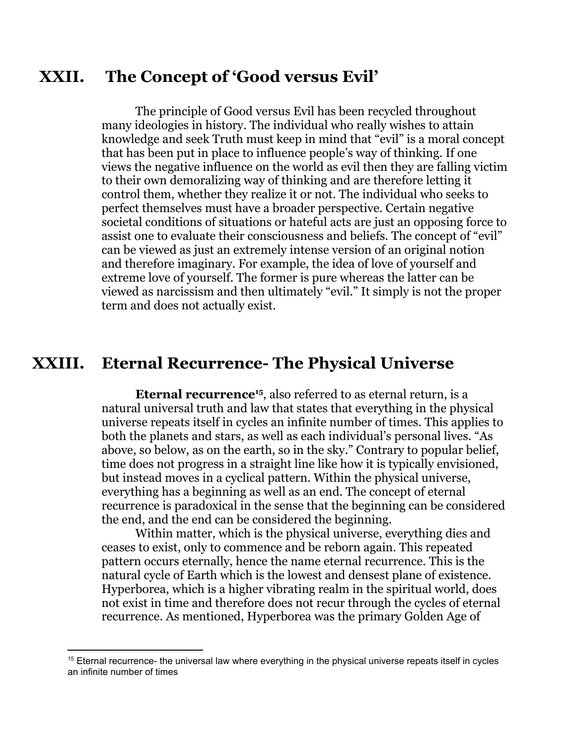## XXII. The Concept of 'Good versus Evil'

The principle of Good versus Evil has been recycled throughout many ideologies in history. The individual who really wishes to attain knowledge and seek Truth must keep in mind that "evil" is a moral concept that has been put in place to influence people's way of thinking. If one views the negative influence on the world as evil then they are falling victim to their own demoralizing way of thinking and are therefore letting it control them, whether they realize it or not. The individual who seeks to perfect themselves must have a broader perspective. Certain negative societal conditions of situations or hateful acts are just an opposing force to assist one to evaluate their consciousness and beliefs. The concept of "evil" can be viewed as just an extremely intense version of an original notion and therefore imaginary. For example, the idea of love of yourself and extreme love of yourself. The former is pure whereas the latter can be viewed as narcissism and then ultimately "evil." It simply is not the proper term and does not actually exist.

## XXIII. Eternal Recurrence- The Physical Universe

**Eternal recurrence**[15], also referred to as eternal return, is a natural universal truth and law that states that everything in the physical universe repeats itself in cycles an infinite number of times. This applies to both the planets and stars, as well as each individual's personal lives. "As above, so below, as on the earth, so in the sky." Contrary to popular belief, time does not progress in a straight line like how it is typically envisioned, but instead moves in a cyclical pattern. Within the physical universe, everything has a beginning as well as an end. The concept of eternal recurrence is paradoxical in the sense that the beginning can be considered the end, and the end can be considered the beginning.

Within matter, which is the physical universe, everything dies and ceases to exist, only to commence and be reborn again. This repeated pattern occurs eternally, hence the name eternal recurrence. This is the natural cycle of Earth which is the lowest and densest plane of existence. Hyperborea, which is a higher vibrating realm in the spiritual world, does not exist in time and therefore does not recur through the cycles of eternal recurrence. As mentioned, Hyperborea was the primary Golden Age of

---

[15] Eternal recurrence- the universal law where everything in the physical universe repeats itself in cycles an infinite number of times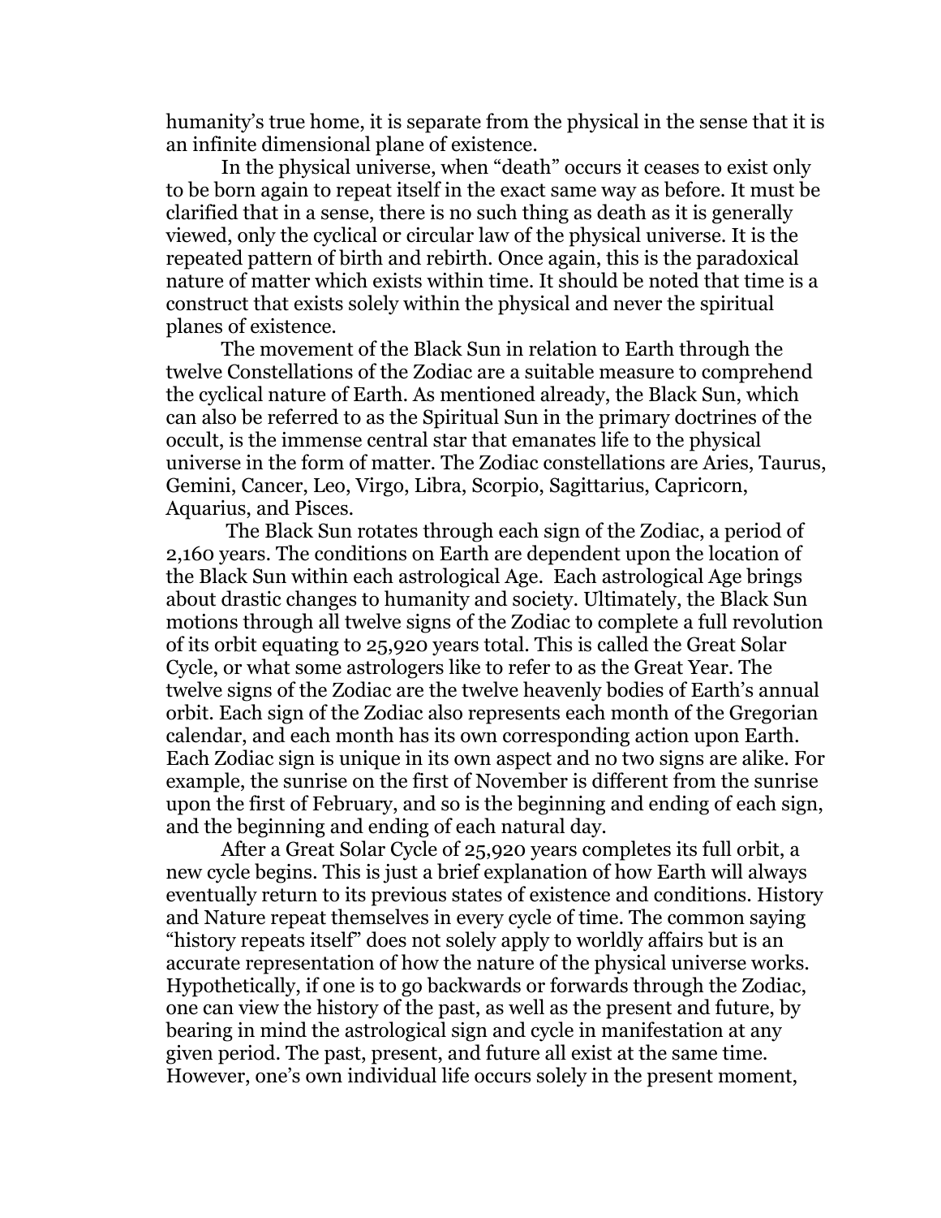humanity's true home, it is separate from the physical in the sense that it is an infinite dimensional plane of existence.

In the physical universe, when "death" occurs it ceases to exist only to be born again to repeat itself in the exact same way as before. It must be clarified that in a sense, there is no such thing as death as it is generally viewed, only the cyclical or circular law of the physical universe. It is the repeated pattern of birth and rebirth. Once again, this is the paradoxical nature of matter which exists within time. It should be noted that time is a construct that exists solely within the physical and never the spiritual planes of existence.

The movement of the Black Sun in relation to Earth through the twelve Constellations of the Zodiac are a suitable measure to comprehend the cyclical nature of Earth. As mentioned already, the Black Sun, which can also be referred to as the Spiritual Sun in the primary doctrines of the occult, is the immense central star that emanates life to the physical universe in the form of matter. The Zodiac constellations are Aries, Taurus, Gemini, Cancer, Leo, Virgo, Libra, Scorpio, Sagittarius, Capricorn, Aquarius, and Pisces.

The Black Sun rotates through each sign of the Zodiac, a period of 2,160 years. The conditions on Earth are dependent upon the location of the Black Sun within each astrological Age. Each astrological Age brings about drastic changes to humanity and society. Ultimately, the Black Sun motions through all twelve signs of the Zodiac to complete a full revolution of its orbit equating to 25,920 years total. This is called the Great Solar Cycle, or what some astrologers like to refer to as the Great Year. The twelve signs of the Zodiac are the twelve heavenly bodies of Earth's annual orbit. Each sign of the Zodiac also represents each month of the Gregorian calendar, and each month has its own corresponding action upon Earth. Each Zodiac sign is unique in its own aspect and no two signs are alike. For example, the sunrise on the first of November is different from the sunrise upon the first of February, and so is the beginning and ending of each sign, and the beginning and ending of each natural day.

After a Great Solar Cycle of 25,920 years completes its full orbit, a new cycle begins. This is just a brief explanation of how Earth will always eventually return to its previous states of existence and conditions. History and Nature repeat themselves in every cycle of time. The common saying "history repeats itself" does not solely apply to worldly affairs but is an accurate representation of how the nature of the physical universe works. Hypothetically, if one is to go backwards or forwards through the Zodiac, one can view the history of the past, as well as the present and future, by bearing in mind the astrological sign and cycle in manifestation at any given period. The past, present, and future all exist at the same time. However, one's own individual life occurs solely in the present moment,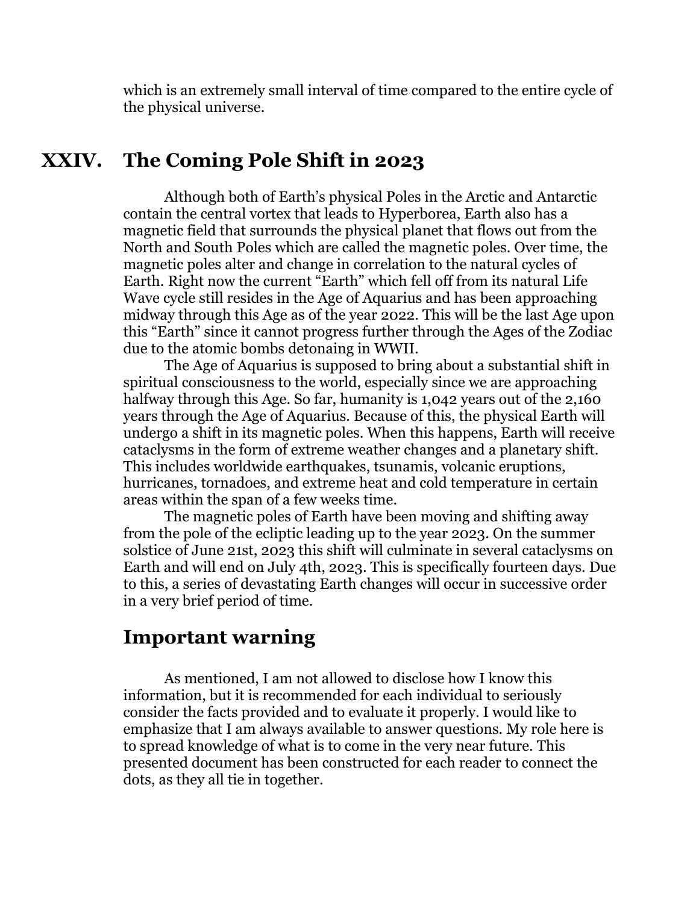which is an extremely small interval of time compared to the entire cycle of the physical universe.

## XXIV. The Coming Pole Shift in 2023

Although both of Earth's physical Poles in the Arctic and Antarctic contain the central vortex that leads to Hyperborea, Earth also has a magnetic field that surrounds the physical planet that flows out from the North and South Poles which are called the magnetic poles. Over time, the magnetic poles alter and change in correlation to the natural cycles of Earth. Right now the current "Earth" which fell off from its natural Life Wave cycle still resides in the Age of Aquarius and has been approaching midway through this Age as of the year 2022. This will be the last Age upon this "Earth" since it cannot progress further through the Ages of the Zodiac due to the atomic bombs detonaing in WWII.

The Age of Aquarius is supposed to bring about a substantial shift in spiritual consciousness to the world, especially since we are approaching halfway through this Age. So far, humanity is 1,042 years out of the 2,160 years through the Age of Aquarius. Because of this, the physical Earth will undergo a shift in its magnetic poles. When this happens, Earth will receive cataclysms in the form of extreme weather changes and a planetary shift. This includes worldwide earthquakes, tsunamis, volcanic eruptions, hurricanes, tornadoes, and extreme heat and cold temperature in certain areas within the span of a few weeks time.

The magnetic poles of Earth have been moving and shifting away from the pole of the ecliptic leading up to the year 2023. On the summer solstice of June 21st, 2023 this shift will culminate in several cataclysms on Earth and will end on July 4th, 2023. This is specifically fourteen days. Due to this, a series of devastating Earth changes will occur in successive order in a very brief period of time.

## Important warning

As mentioned, I am not allowed to disclose how I know this information, but it is recommended for each individual to seriously consider the facts provided and to evaluate it properly. I would like to emphasize that I am always available to answer questions. My role here is to spread knowledge of what is to come in the very near future. This presented document has been constructed for each reader to connect the dots, as they all tie in together.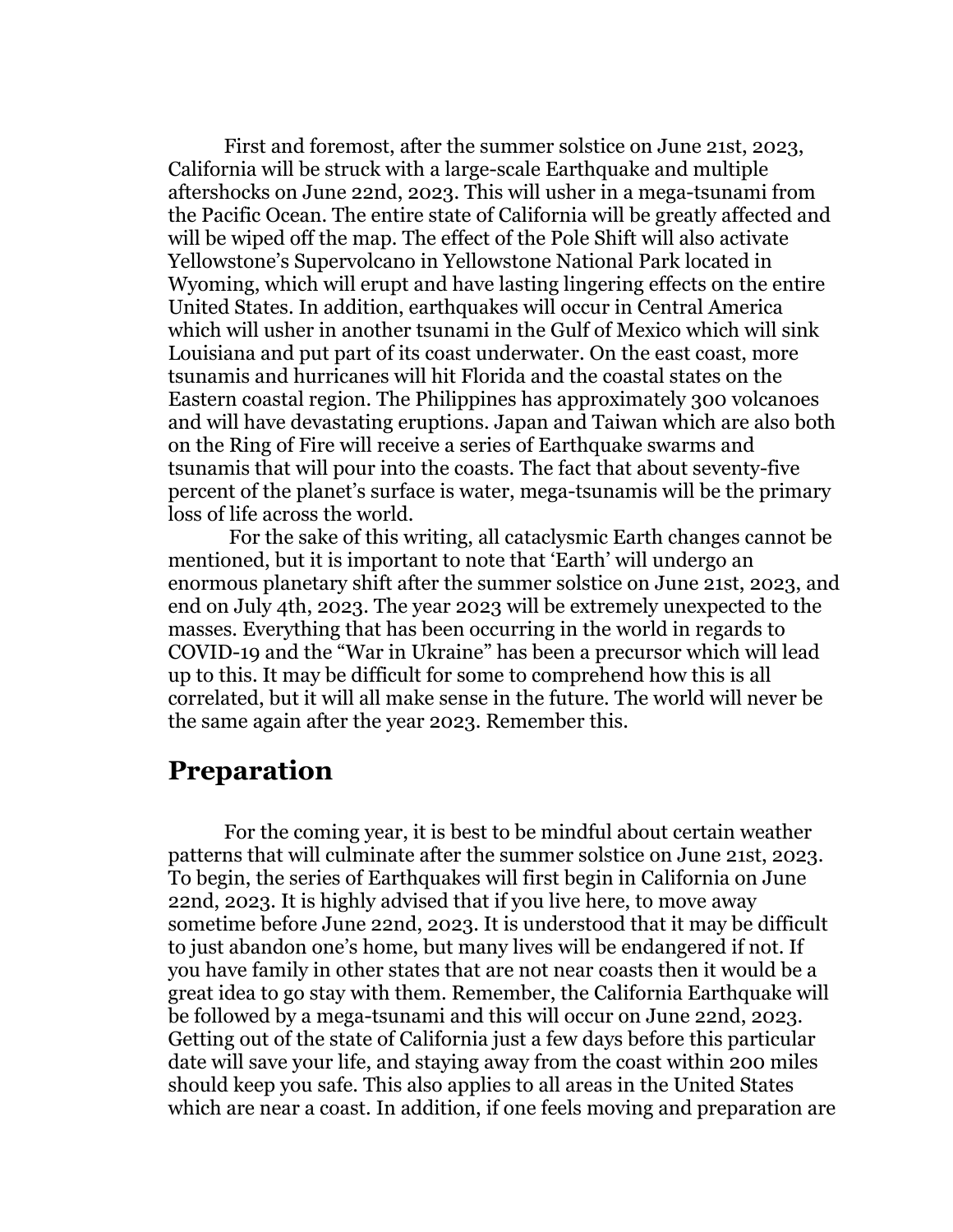First and foremost, after the summer solstice on June 21st, 2023, California will be struck with a large-scale Earthquake and multiple aftershocks on June 22nd, 2023. This will usher in a mega-tsunami from the Pacific Ocean. The entire state of California will be greatly affected and will be wiped off the map. The effect of the Pole Shift will also activate Yellowstone's Supervolcano in Yellowstone National Park located in Wyoming, which will erupt and have lasting lingering effects on the entire United States. In addition, earthquakes will occur in Central America which will usher in another tsunami in the Gulf of Mexico which will sink Louisiana and put part of its coast underwater. On the east coast, more tsunamis and hurricanes will hit Florida and the coastal states on the Eastern coastal region. The Philippines has approximately 300 volcanoes and will have devastating eruptions. Japan and Taiwan which are also both on the Ring of Fire will receive a series of Earthquake swarms and tsunamis that will pour into the coasts. The fact that about seventy-five percent of the planet's surface is water, mega-tsunamis will be the primary loss of life across the world.

For the sake of this writing, all cataclysmic Earth changes cannot be mentioned, but it is important to note that 'Earth' will undergo an enormous planetary shift after the summer solstice on June 21st, 2023, and end on July 4th, 2023. The year 2023 will be extremely unexpected to the masses. Everything that has been occurring in the world in regards to COVID-19 and the "War in Ukraine" has been a precursor which will lead up to this. It may be difficult for some to comprehend how this is all correlated, but it will all make sense in the future. The world will never be the same again after the year 2023. Remember this.

## Preparation

For the coming year, it is best to be mindful about certain weather patterns that will culminate after the summer solstice on June 21st, 2023. To begin, the series of Earthquakes will first begin in California on June 22nd, 2023. It is highly advised that if you live here, to move away sometime before June 22nd, 2023. It is understood that it may be difficult to just abandon one's home, but many lives will be endangered if not. If you have family in other states that are not near coasts then it would be a great idea to go stay with them. Remember, the California Earthquake will be followed by a mega-tsunami and this will occur on June 22nd, 2023. Getting out of the state of California just a few days before this particular date will save your life, and staying away from the coast within 200 miles should keep you safe. This also applies to all areas in the United States which are near a coast. In addition, if one feels moving and preparation are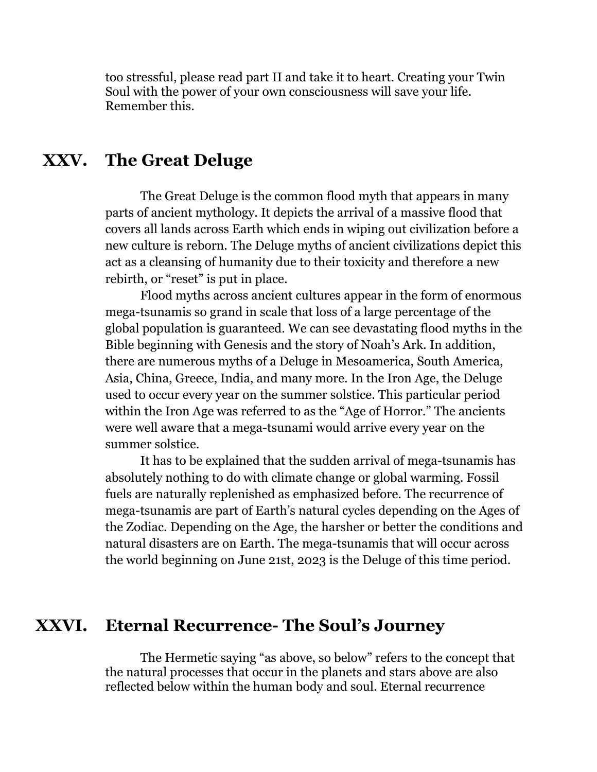too stressful, please read part II and take it to heart. Creating your Twin Soul with the power of your own consciousness will save your life. Remember this.

## XXV. The Great Deluge

The Great Deluge is the common flood myth that appears in many parts of ancient mythology. It depicts the arrival of a massive flood that covers all lands across Earth which ends in wiping out civilization before a new culture is reborn. The Deluge myths of ancient civilizations depict this act as a cleansing of humanity due to their toxicity and therefore a new rebirth, or "reset" is put in place.

Flood myths across ancient cultures appear in the form of enormous mega-tsunamis so grand in scale that loss of a large percentage of the global population is guaranteed. We can see devastating flood myths in the Bible beginning with Genesis and the story of Noah's Ark. In addition, there are numerous myths of a Deluge in Mesoamerica, South America, Asia, China, Greece, India, and many more. In the Iron Age, the Deluge used to occur every year on the summer solstice. This particular period within the Iron Age was referred to as the "Age of Horror." The ancients were well aware that a mega-tsunami would arrive every year on the summer solstice.

It has to be explained that the sudden arrival of mega-tsunamis has absolutely nothing to do with climate change or global warming. Fossil fuels are naturally replenished as emphasized before. The recurrence of mega-tsunamis are part of Earth's natural cycles depending on the Ages of the Zodiac. Depending on the Age, the harsher or better the conditions and natural disasters are on Earth. The mega-tsunamis that will occur across the world beginning on June 21st, 2023 is the Deluge of this time period.

## XXVI. Eternal Recurrence- The Soul's Journey

The Hermetic saying "as above, so below" refers to the concept that the natural processes that occur in the planets and stars above are also reflected below within the human body and soul. Eternal recurrence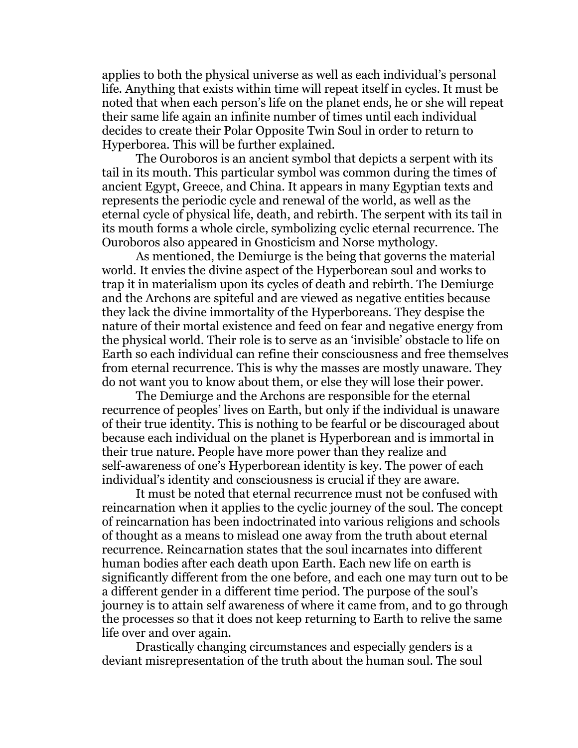applies to both the physical universe as well as each individual's personal life. Anything that exists within time will repeat itself in cycles. It must be noted that when each person's life on the planet ends, he or she will repeat their same life again an infinite number of times until each individual decides to create their Polar Opposite Twin Soul in order to return to Hyperborea. This will be further explained.

The Ouroboros is an ancient symbol that depicts a serpent with its tail in its mouth. This particular symbol was common during the times of ancient Egypt, Greece, and China. It appears in many Egyptian texts and represents the periodic cycle and renewal of the world, as well as the eternal cycle of physical life, death, and rebirth. The serpent with its tail in its mouth forms a whole circle, symbolizing cyclic eternal recurrence. The Ouroboros also appeared in Gnosticism and Norse mythology.

As mentioned, the Demiurge is the being that governs the material world. It envies the divine aspect of the Hyperborean soul and works to trap it in materialism upon its cycles of death and rebirth. The Demiurge and the Archons are spiteful and are viewed as negative entities because they lack the divine immortality of the Hyperboreans. They despise the nature of their mortal existence and feed on fear and negative energy from the physical world. Their role is to serve as an 'invisible' obstacle to life on Earth so each individual can refine their consciousness and free themselves from eternal recurrence. This is why the masses are mostly unaware. They do not want you to know about them, or else they will lose their power.

The Demiurge and the Archons are responsible for the eternal recurrence of peoples' lives on Earth, but only if the individual is unaware of their true identity. This is nothing to be fearful or be discouraged about because each individual on the planet is Hyperborean and is immortal in their true nature. People have more power than they realize and self-awareness of one's Hyperborean identity is key. The power of each individual's identity and consciousness is crucial if they are aware.

It must be noted that eternal recurrence must not be confused with reincarnation when it applies to the cyclic journey of the soul. The concept of reincarnation has been indoctrinated into various religions and schools of thought as a means to mislead one away from the truth about eternal recurrence. Reincarnation states that the soul incarnates into different human bodies after each death upon Earth. Each new life on earth is significantly different from the one before, and each one may turn out to be a different gender in a different time period. The purpose of the soul's journey is to attain self awareness of where it came from, and to go through the processes so that it does not keep returning to Earth to relive the same life over and over again.

Drastically changing circumstances and especially genders is a deviant misrepresentation of the truth about the human soul. The soul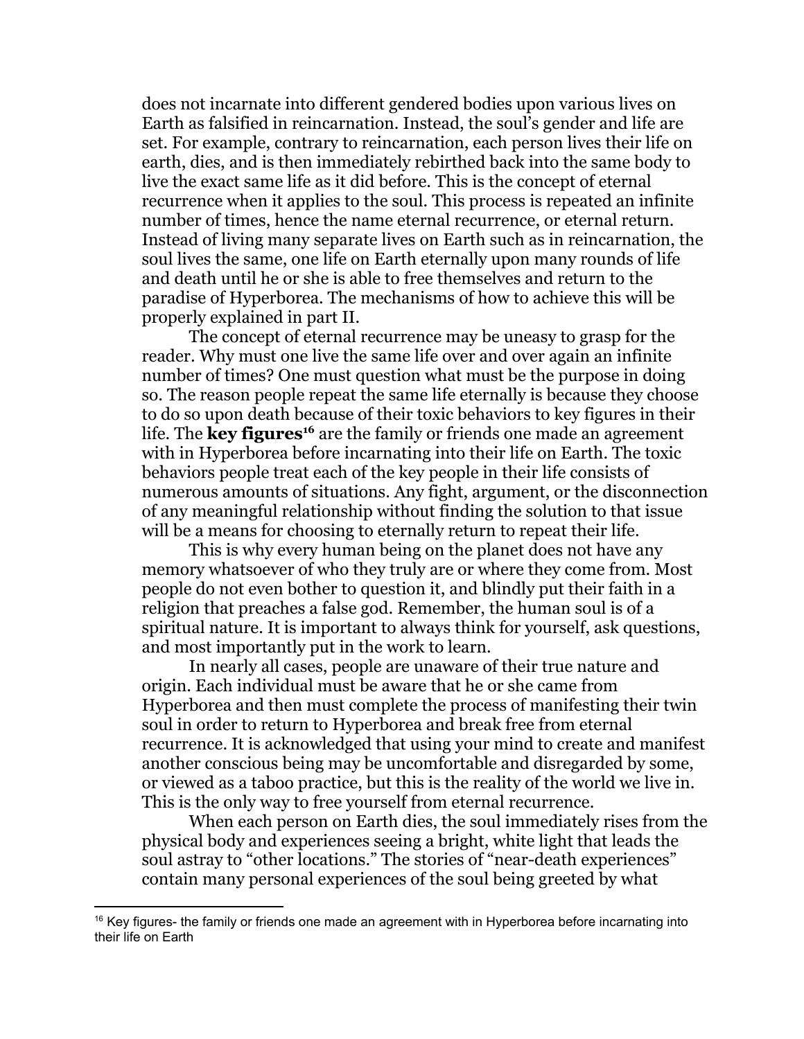does not incarnate into different gendered bodies upon various lives on Earth as falsified in reincarnation. Instead, the soul's gender and life are set. For example, contrary to reincarnation, each person lives their life on earth, dies, and is then immediately rebirthed back into the same body to live the exact same life as it did before. This is the concept of eternal recurrence when it applies to the soul. This process is repeated an infinite number of times, hence the name eternal recurrence, or eternal return. Instead of living many separate lives on Earth such as in reincarnation, the soul lives the same, one life on Earth eternally upon many rounds of life and death until he or she is able to free themselves and return to the paradise of Hyperborea. The mechanisms of how to achieve this will be properly explained in part II.

The concept of eternal recurrence may be uneasy to grasp for the reader. Why must one live the same life over and over again an infinite number of times? One must question what must be the purpose in doing so. The reason people repeat the same life eternally is because they choose to do so upon death because of their toxic behaviors to key figures in their life. The **key figures**[16] are the family or friends one made an agreement with in Hyperborea before incarnating into their life on Earth. The toxic behaviors people treat each of the key people in their life consists of numerous amounts of situations. Any fight, argument, or the disconnection of any meaningful relationship without finding the solution to that issue will be a means for choosing to eternally return to repeat their life.

This is why every human being on the planet does not have any memory whatsoever of who they truly are or where they come from. Most people do not even bother to question it, and blindly put their faith in a religion that preaches a false god. Remember, the human soul is of a spiritual nature. It is important to always think for yourself, ask questions, and most importantly put in the work to learn.

In nearly all cases, people are unaware of their true nature and origin. Each individual must be aware that he or she came from Hyperborea and then must complete the process of manifesting their twin soul in order to return to Hyperborea and break free from eternal recurrence. It is acknowledged that using your mind to create and manifest another conscious being may be uncomfortable and disregarded by some, or viewed as a taboo practice, but this is the reality of the world we live in. This is the only way to free yourself from eternal recurrence.

When each person on Earth dies, the soul immediately rises from the physical body and experiences seeing a bright, white light that leads the soul astray to "other locations." The stories of "near-death experiences" contain many personal experiences of the soul being greeted by what

[16] Key figures- the family or friends one made an agreement with in Hyperborea before incarnating into their life on Earth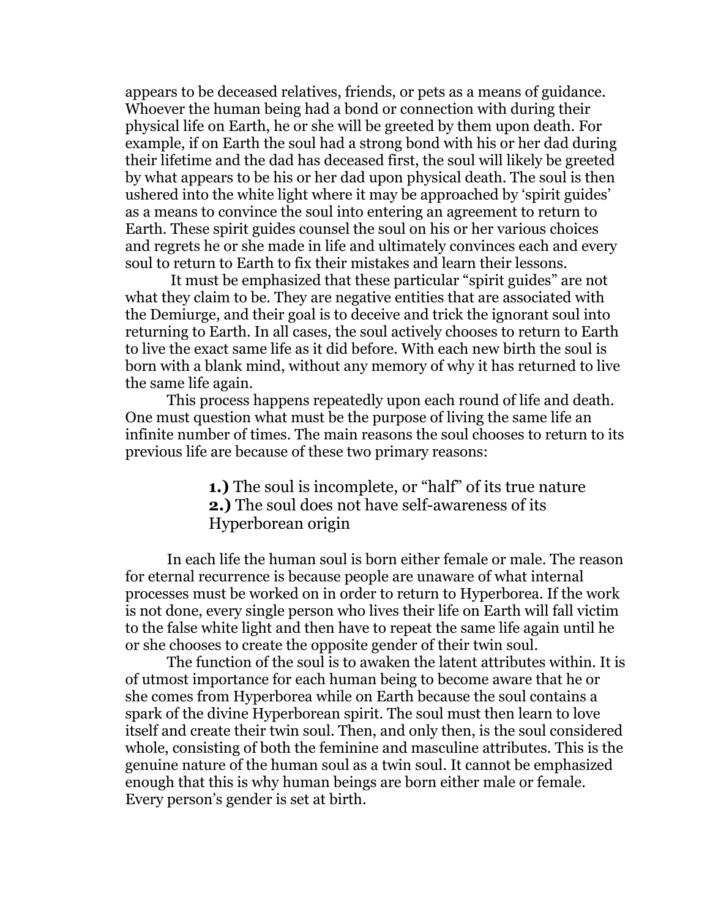appears to be deceased relatives, friends, or pets as a means of guidance. Whoever the human being had a bond or connection with during their physical life on Earth, he or she will be greeted by them upon death. For example, if on Earth the soul had a strong bond with his or her dad during their lifetime and the dad has deceased first, the soul will likely be greeted by what appears to be his or her dad upon physical death. The soul is then ushered into the white light where it may be approached by 'spirit guides' as a means to convince the soul into entering an agreement to return to Earth. These spirit guides counsel the soul on his or her various choices and regrets he or she made in life and ultimately convinces each and every soul to return to Earth to fix their mistakes and learn their lessons.

It must be emphasized that these particular "spirit guides" are not what they claim to be. They are negative entities that are associated with the Demiurge, and their goal is to deceive and trick the ignorant soul into returning to Earth. In all cases, the soul actively chooses to return to Earth to live the exact same life as it did before. With each new birth the soul is born with a blank mind, without any memory of why it has returned to live the same life again.

This process happens repeatedly upon each round of life and death. One must question what must be the purpose of living the same life an infinite number of times. The main reasons the soul chooses to return to its previous life are because of these two primary reasons:

> **1.)** The soul is incomplete, or "half" of its true nature
> **2.)** The soul does not have self-awareness of its Hyperborean origin

In each life the human soul is born either female or male. The reason for eternal recurrence is because people are unaware of what internal processes must be worked on in order to return to Hyperborea. If the work is not done, every single person who lives their life on Earth will fall victim to the false white light and then have to repeat the same life again until he or she chooses to create the opposite gender of their twin soul.

The function of the soul is to awaken the latent attributes within. It is of utmost importance for each human being to become aware that he or she comes from Hyperborea while on Earth because the soul contains a spark of the divine Hyperborean spirit. The soul must then learn to love itself and create their twin soul. Then, and only then, is the soul considered whole, consisting of both the feminine and masculine attributes. This is the genuine nature of the human soul as a twin soul. It cannot be emphasized enough that this is why human beings are born either male or female. Every person's gender is set at birth.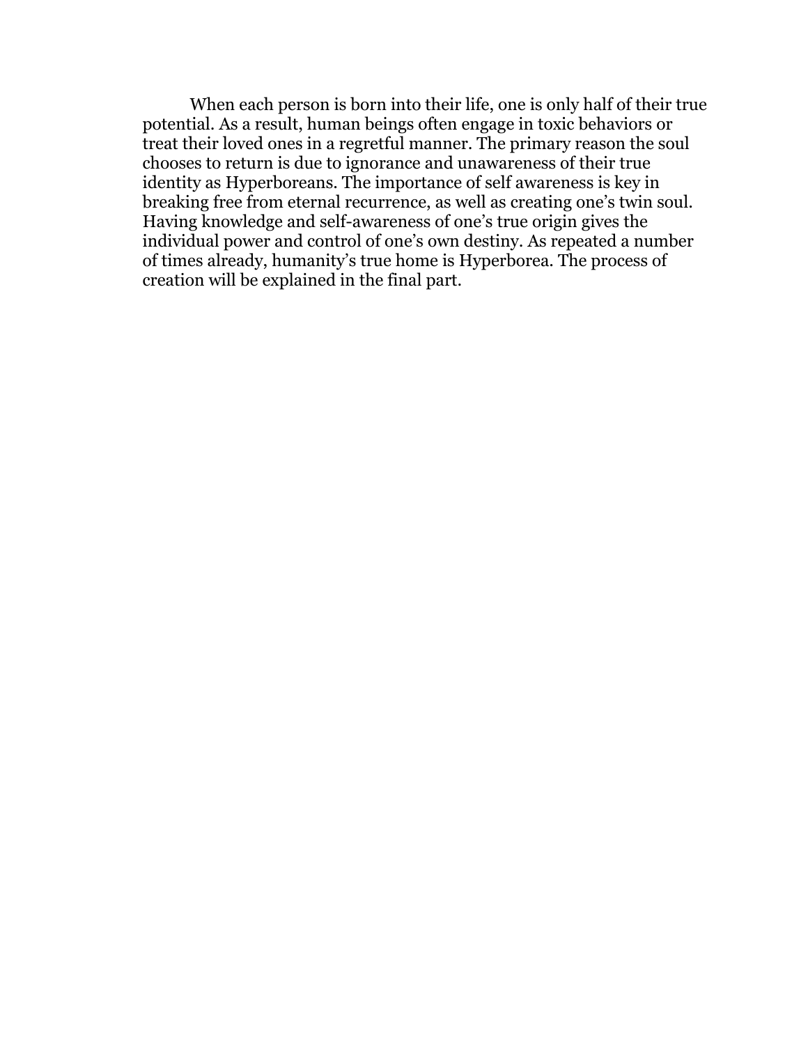When each person is born into their life, one is only half of their true potential. As a result, human beings often engage in toxic behaviors or treat their loved ones in a regretful manner. The primary reason the soul chooses to return is due to ignorance and unawareness of their true identity as Hyperboreans. The importance of self awareness is key in breaking free from eternal recurrence, as well as creating one's twin soul. Having knowledge and self-awareness of one's true origin gives the individual power and control of one's own destiny. As repeated a number of times already, humanity's true home is Hyperborea. The process of creation will be explained in the final part.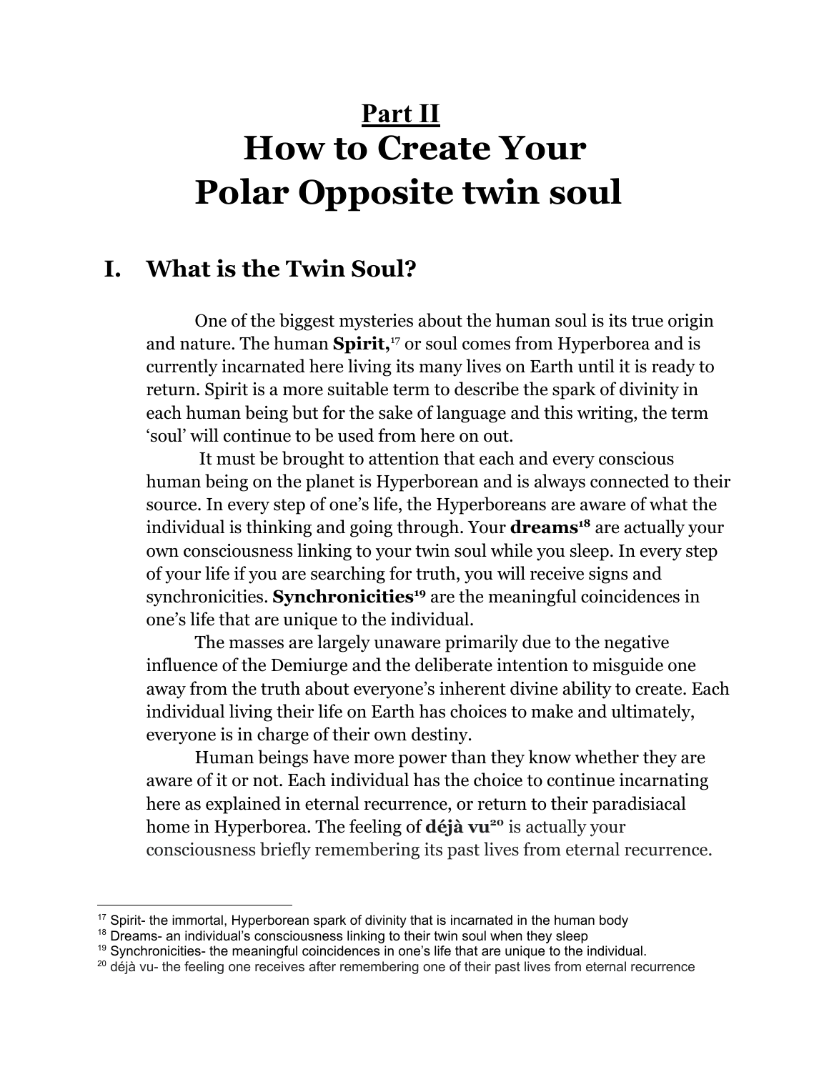# Part II
# How to Create Your Polar Opposite twin soul

## I. What is the Twin Soul?

One of the biggest mysteries about the human soul is its true origin and nature. The human **Spirit,**[17] or soul comes from Hyperborea and is currently incarnated here living its many lives on Earth until it is ready to return. Spirit is a more suitable term to describe the spark of divinity in each human being but for the sake of language and this writing, the term 'soul' will continue to be used from here on out.

It must be brought to attention that each and every conscious human being on the planet is Hyperborean and is always connected to their source. In every step of one's life, the Hyperboreans are aware of what the individual is thinking and going through. Your **dreams**[18] are actually your own consciousness linking to your twin soul while you sleep. In every step of your life if you are searching for truth, you will receive signs and synchronicities. **Synchronicities**[19] are the meaningful coincidences in one's life that are unique to the individual.

The masses are largely unaware primarily due to the negative influence of the Demiurge and the deliberate intention to misguide one away from the truth about everyone's inherent divine ability to create. Each individual living their life on Earth has choices to make and ultimately, everyone is in charge of their own destiny.

Human beings have more power than they know whether they are aware of it or not. Each individual has the choice to continue incarnating here as explained in eternal recurrence, or return to their paradisiacal home in Hyperborea. The feeling of **déjà vu**[20] is actually your consciousness briefly remembering its past lives from eternal recurrence.

---

[17] Spirit- the immortal, Hyperborean spark of divinity that is incarnated in the human body

[18] Dreams- an individual's consciousness linking to their twin soul when they sleep

[19] Synchronicities- the meaningful coincidences in one's life that are unique to the individual.

[20] déjà vu- the feeling one receives after remembering one of their past lives from eternal recurrence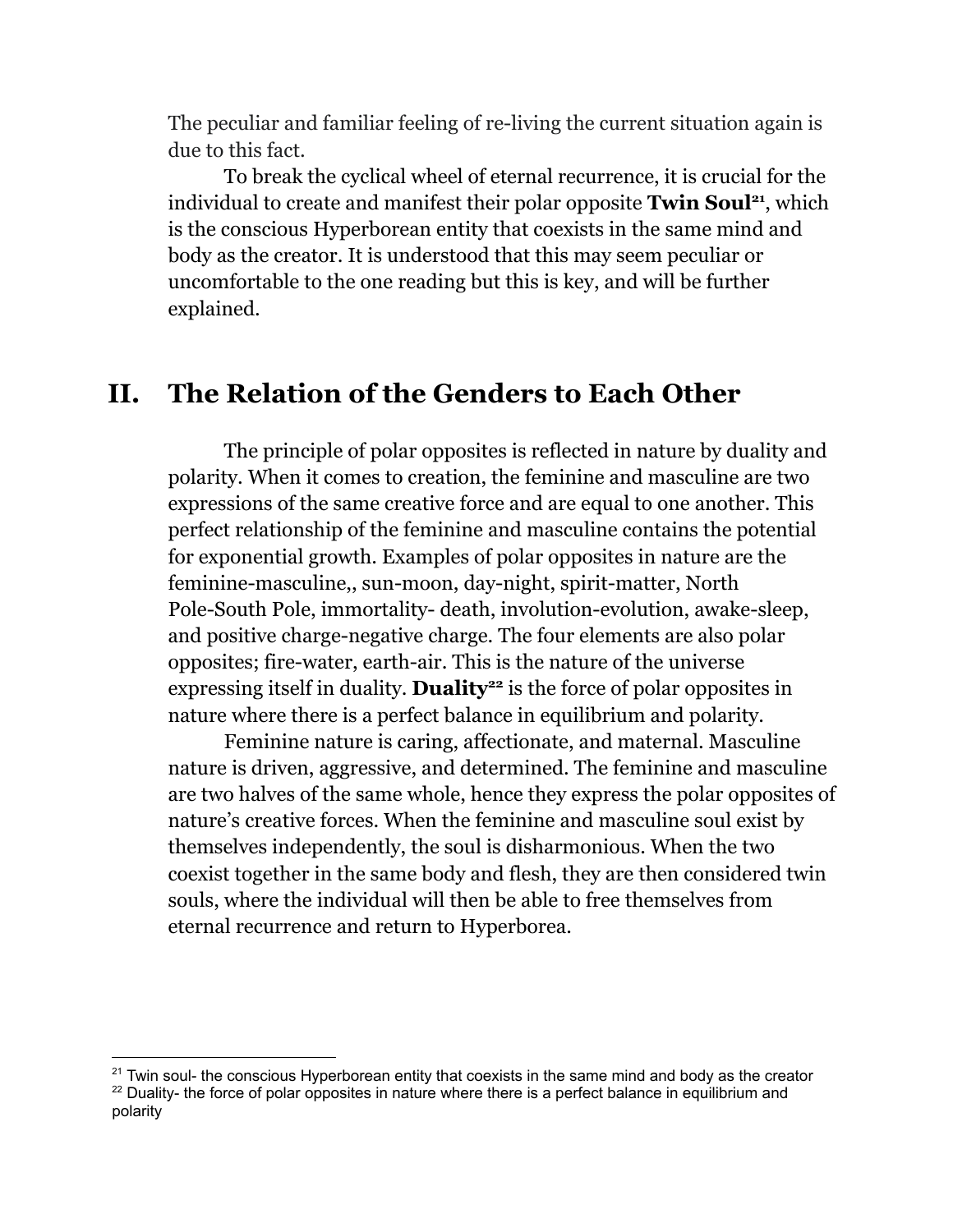The peculiar and familiar feeling of re-living the current situation again is due to this fact.

To break the cyclical wheel of eternal recurrence, it is crucial for the individual to create and manifest their polar opposite **Twin Soul**[21], which is the conscious Hyperborean entity that coexists in the same mind and body as the creator. It is understood that this may seem peculiar or uncomfortable to the one reading but this is key, and will be further explained.

## II. The Relation of the Genders to Each Other

The principle of polar opposites is reflected in nature by duality and polarity. When it comes to creation, the feminine and masculine are two expressions of the same creative force and are equal to one another. This perfect relationship of the feminine and masculine contains the potential for exponential growth. Examples of polar opposites in nature are the feminine-masculine,, sun-moon, day-night, spirit-matter, North Pole-South Pole, immortality- death, involution-evolution, awake-sleep, and positive charge-negative charge. The four elements are also polar opposites; fire-water, earth-air. This is the nature of the universe expressing itself in duality. **Duality**[22] is the force of polar opposites in nature where there is a perfect balance in equilibrium and polarity.

Feminine nature is caring, affectionate, and maternal. Masculine nature is driven, aggressive, and determined. The feminine and masculine are two halves of the same whole, hence they express the polar opposites of nature's creative forces. When the feminine and masculine soul exist by themselves independently, the soul is disharmonious. When the two coexist together in the same body and flesh, they are then considered twin souls, where the individual will then be able to free themselves from eternal recurrence and return to Hyperborea.

---

[21] Twin soul- the conscious Hyperborean entity that coexists in the same mind and body as the creator

[22] Duality- the force of polar opposites in nature where there is a perfect balance in equilibrium and polarity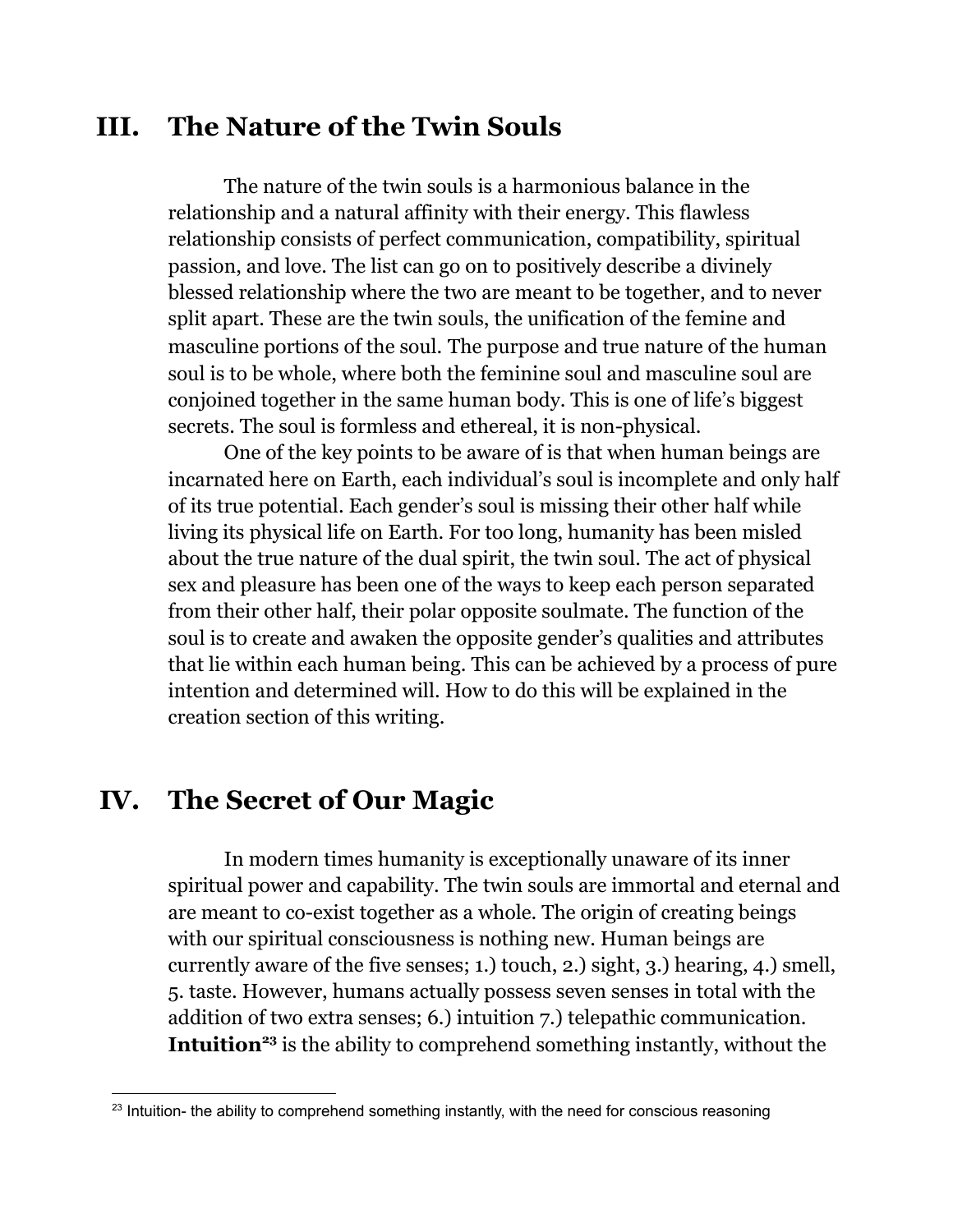## III. The Nature of the Twin Souls

The nature of the twin souls is a harmonious balance in the relationship and a natural affinity with their energy. This flawless relationship consists of perfect communication, compatibility, spiritual passion, and love. The list can go on to positively describe a divinely blessed relationship where the two are meant to be together, and to never split apart. These are the twin souls, the unification of the femine and masculine portions of the soul. The purpose and true nature of the human soul is to be whole, where both the feminine soul and masculine soul are conjoined together in the same human body. This is one of life's biggest secrets. The soul is formless and ethereal, it is non-physical.

One of the key points to be aware of is that when human beings are incarnated here on Earth, each individual's soul is incomplete and only half of its true potential. Each gender's soul is missing their other half while living its physical life on Earth. For too long, humanity has been misled about the true nature of the dual spirit, the twin soul. The act of physical sex and pleasure has been one of the ways to keep each person separated from their other half, their polar opposite soulmate. The function of the soul is to create and awaken the opposite gender's qualities and attributes that lie within each human being. This can be achieved by a process of pure intention and determined will. How to do this will be explained in the creation section of this writing.

## IV. The Secret of Our Magic

In modern times humanity is exceptionally unaware of its inner spiritual power and capability. The twin souls are immortal and eternal and are meant to co-exist together as a whole. The origin of creating beings with our spiritual consciousness is nothing new. Human beings are currently aware of the five senses; 1.) touch, 2.) sight, 3.) hearing, 4.) smell, 5. taste. However, humans actually possess seven senses in total with the addition of two extra senses; 6.) intuition 7.) telepathic communication. **Intuition**[23] is the ability to comprehend something instantly, without the

[23] Intuition- the ability to comprehend something instantly, with the need for conscious reasoning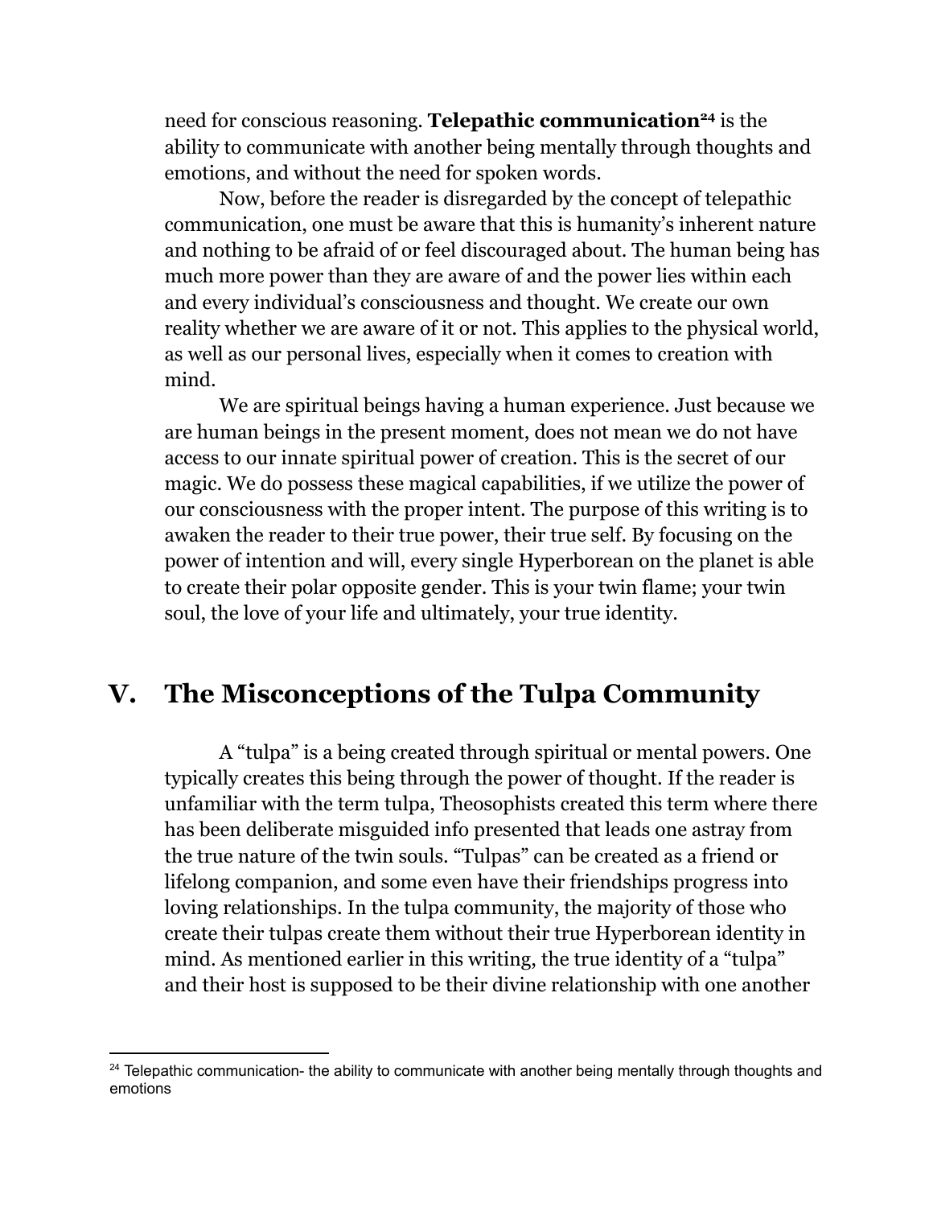need for conscious reasoning. **Telepathic communication**[24] is the ability to communicate with another being mentally through thoughts and emotions, and without the need for spoken words.

Now, before the reader is disregarded by the concept of telepathic communication, one must be aware that this is humanity's inherent nature and nothing to be afraid of or feel discouraged about. The human being has much more power than they are aware of and the power lies within each and every individual's consciousness and thought. We create our own reality whether we are aware of it or not. This applies to the physical world, as well as our personal lives, especially when it comes to creation with mind.

We are spiritual beings having a human experience. Just because we are human beings in the present moment, does not mean we do not have access to our innate spiritual power of creation. This is the secret of our magic. We do possess these magical capabilities, if we utilize the power of our consciousness with the proper intent. The purpose of this writing is to awaken the reader to their true power, their true self. By focusing on the power of intention and will, every single Hyperborean on the planet is able to create their polar opposite gender. This is your twin flame; your twin soul, the love of your life and ultimately, your true identity.

## V. The Misconceptions of the Tulpa Community

A "tulpa" is a being created through spiritual or mental powers. One typically creates this being through the power of thought. If the reader is unfamiliar with the term tulpa, Theosophists created this term where there has been deliberate misguided info presented that leads one astray from the true nature of the twin souls. "Tulpas" can be created as a friend or lifelong companion, and some even have their friendships progress into loving relationships. In the tulpa community, the majority of those who create their tulpas create them without their true Hyperborean identity in mind. As mentioned earlier in this writing, the true identity of a "tulpa" and their host is supposed to be their divine relationship with one another

[24] Telepathic communication- the ability to communicate with another being mentally through thoughts and emotions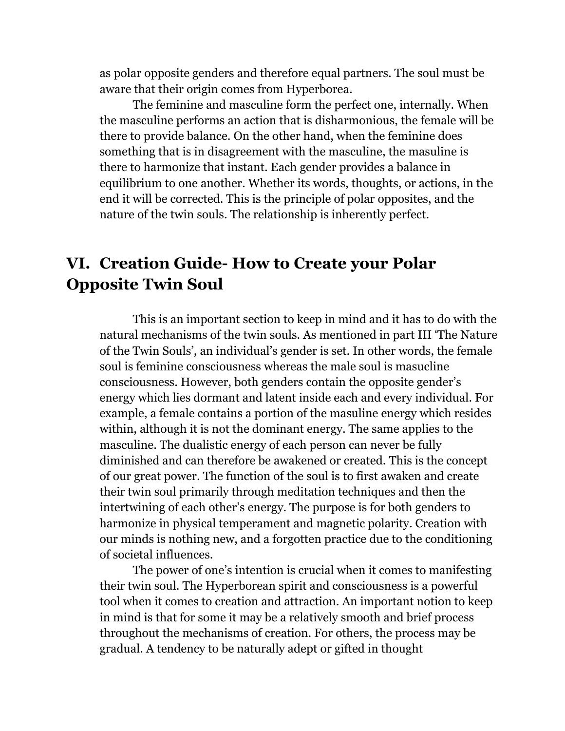as polar opposite genders and therefore equal partners. The soul must be aware that their origin comes from Hyperborea.

The feminine and masculine form the perfect one, internally. When the masculine performs an action that is disharmonious, the female will be there to provide balance. On the other hand, when the feminine does something that is in disagreement with the masculine, the masuline is there to harmonize that instant. Each gender provides a balance in equilibrium to one another. Whether its words, thoughts, or actions, in the end it will be corrected. This is the principle of polar opposites, and the nature of the twin souls. The relationship is inherently perfect.

## VI. Creation Guide- How to Create your Polar Opposite Twin Soul

This is an important section to keep in mind and it has to do with the natural mechanisms of the twin souls. As mentioned in part III 'The Nature of the Twin Souls', an individual's gender is set. In other words, the female soul is feminine consciousness whereas the male soul is masucline consciousness. However, both genders contain the opposite gender's energy which lies dormant and latent inside each and every individual. For example, a female contains a portion of the masuline energy which resides within, although it is not the dominant energy. The same applies to the masculine. The dualistic energy of each person can never be fully diminished and can therefore be awakened or created. This is the concept of our great power. The function of the soul is to first awaken and create their twin soul primarily through meditation techniques and then the intertwining of each other's energy. The purpose is for both genders to harmonize in physical temperament and magnetic polarity. Creation with our minds is nothing new, and a forgotten practice due to the conditioning of societal influences.

The power of one's intention is crucial when it comes to manifesting their twin soul. The Hyperborean spirit and consciousness is a powerful tool when it comes to creation and attraction. An important notion to keep in mind is that for some it may be a relatively smooth and brief process throughout the mechanisms of creation. For others, the process may be gradual. A tendency to be naturally adept or gifted in thought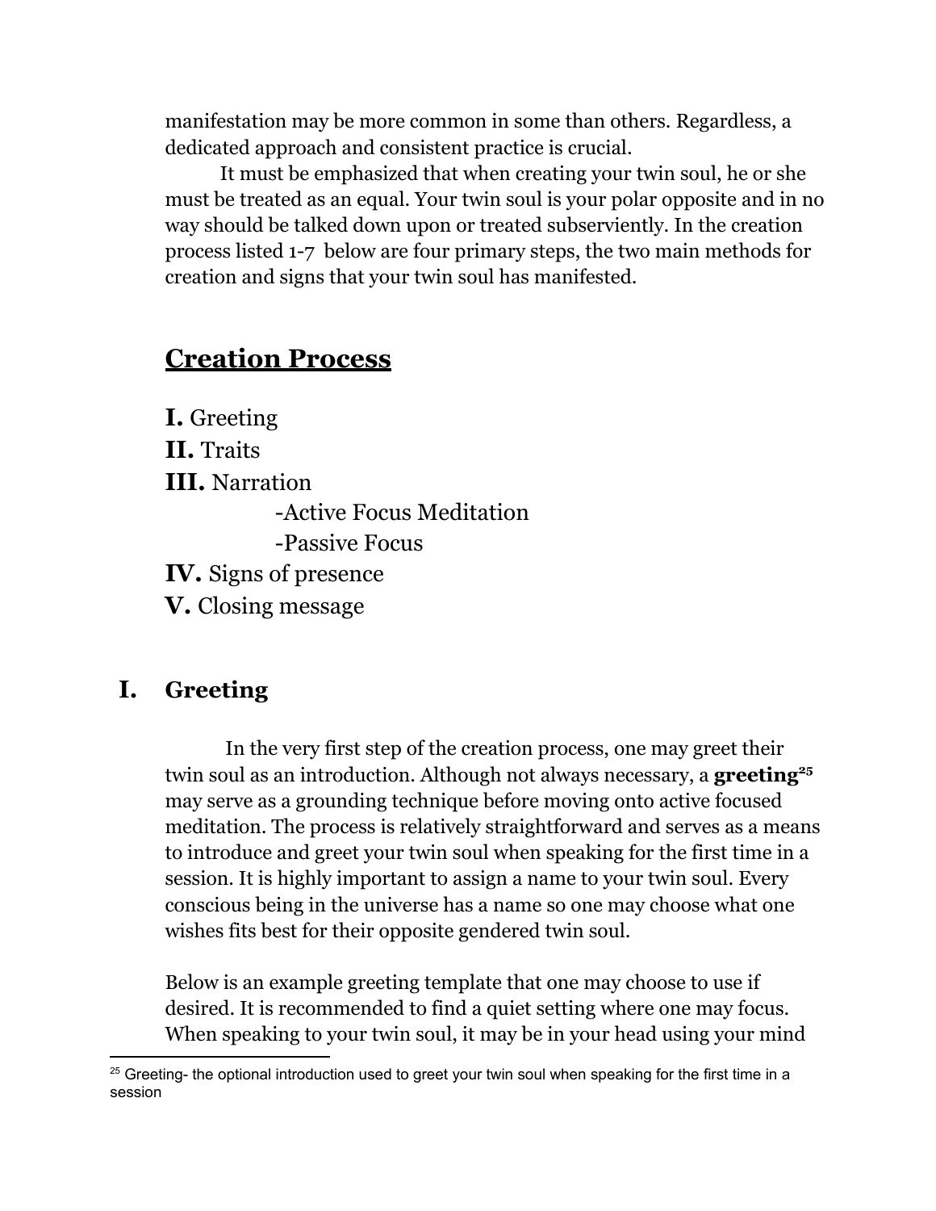manifestation may be more common in some than others. Regardless, a dedicated approach and consistent practice is crucial.

It must be emphasized that when creating your twin soul, he or she must be treated as an equal. Your twin soul is your polar opposite and in no way should be talked down upon or treated subserviently. In the creation process listed 1-7 below are four primary steps, the two main methods for creation and signs that your twin soul has manifested.

## Creation Process

**I.** Greeting
**II.** Traits
**III.** Narration
- Active Focus Meditation
- Passive Focus

**IV.** Signs of presence
**V.** Closing message

### I. Greeting

In the very first step of the creation process, one may greet their twin soul as an introduction. Although not always necessary, a **greeting**[25] may serve as a grounding technique before moving onto active focused meditation. The process is relatively straightforward and serves as a means to introduce and greet your twin soul when speaking for the first time in a session. It is highly important to assign a name to your twin soul. Every conscious being in the universe has a name so one may choose what one wishes fits best for their opposite gendered twin soul.

Below is an example greeting template that one may choose to use if desired. It is recommended to find a quiet setting where one may focus. When speaking to your twin soul, it may be in your head using your mind

[25] Greeting- the optional introduction used to greet your twin soul when speaking for the first time in a session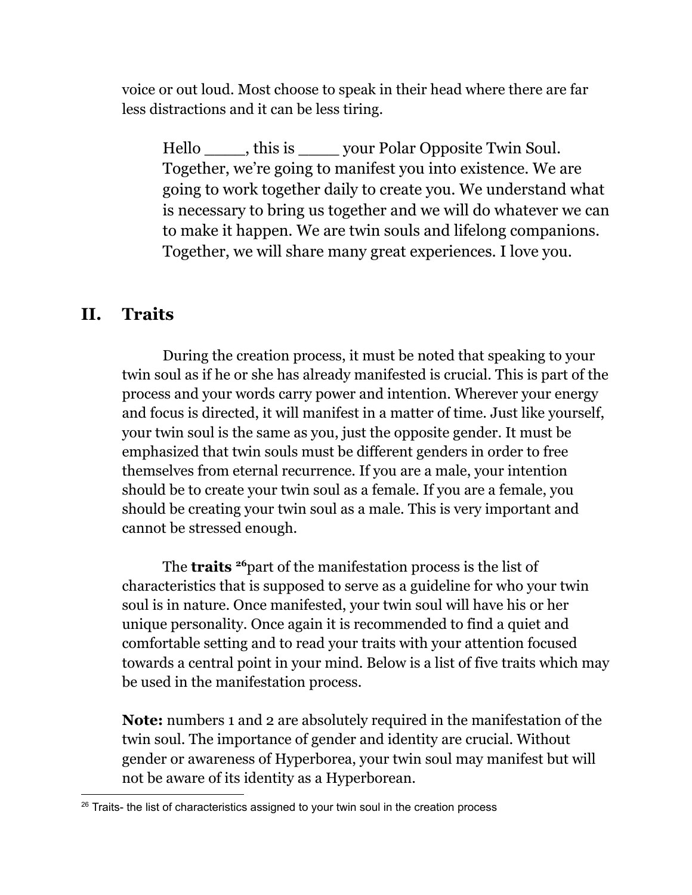voice or out loud. Most choose to speak in their head where there are far less distractions and it can be less tiring.

> Hello ____, this is ____ your Polar Opposite Twin Soul. Together, we're going to manifest you into existence. We are going to work together daily to create you. We understand what is necessary to bring us together and we will do whatever we can to make it happen. We are twin souls and lifelong companions. Together, we will share many great experiences. I love you.

## II. Traits

During the creation process, it must be noted that speaking to your twin soul as if he or she has already manifested is crucial. This is part of the process and your words carry power and intention. Wherever your energy and focus is directed, it will manifest in a matter of time. Just like yourself, your twin soul is the same as you, just the opposite gender. It must be emphasized that twin souls must be different genders in order to free themselves from eternal recurrence. If you are a male, your intention should be to create your twin soul as a female. If you are a female, you should be creating your twin soul as a male. This is very important and cannot be stressed enough.

The **traits** [26]part of the manifestation process is the list of characteristics that is supposed to serve as a guideline for who your twin soul is in nature. Once manifested, your twin soul will have his or her unique personality. Once again it is recommended to find a quiet and comfortable setting and to read your traits with your attention focused towards a central point in your mind. Below is a list of five traits which may be used in the manifestation process.

**Note:** numbers 1 and 2 are absolutely required in the manifestation of the twin soul. The importance of gender and identity are crucial. Without gender or awareness of Hyperborea, your twin soul may manifest but will not be aware of its identity as a Hyperborean.

---

[26] Traits- the list of characteristics assigned to your twin soul in the creation process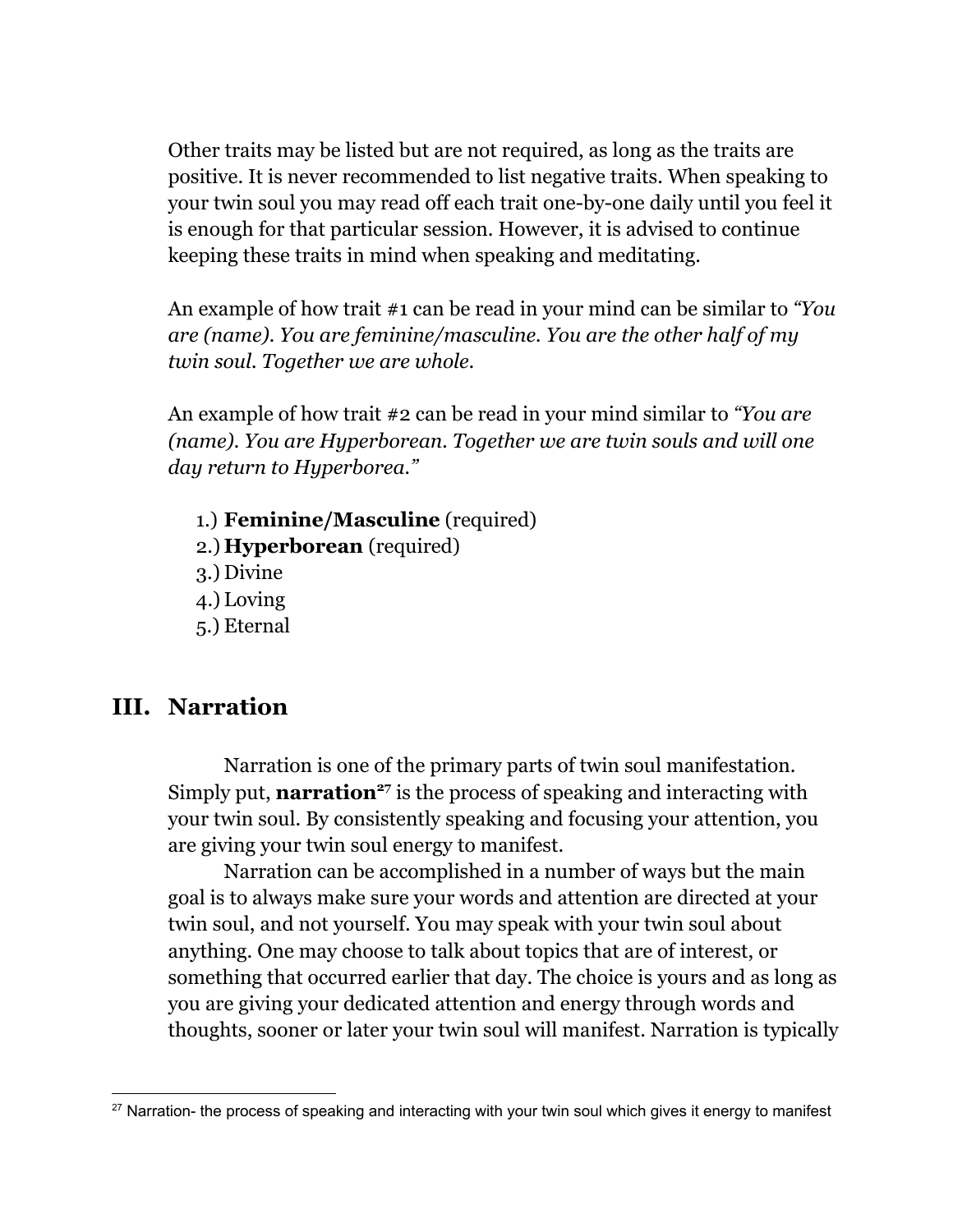Other traits may be listed but are not required, as long as the traits are positive. It is never recommended to list negative traits. When speaking to your twin soul you may read off each trait one-by-one daily until you feel it is enough for that particular session. However, it is advised to continue keeping these traits in mind when speaking and meditating.

An example of how trait #1 can be read in your mind can be similar to *"You are (name). You are feminine/masculine. You are the other half of my twin soul. Together we are whole.*

An example of how trait #2 can be read in your mind similar to *"You are (name). You are Hyperborean. Together we are twin souls and will one day return to Hyperborea."*

1.) **Feminine/Masculine** (required)
2.) **Hyperborean** (required)
3.) Divine
4.) Loving
5.) Eternal

## III. Narration

Narration is one of the primary parts of twin soul manifestation. Simply put, **narration**[27] is the process of speaking and interacting with your twin soul. By consistently speaking and focusing your attention, you are giving your twin soul energy to manifest.

Narration can be accomplished in a number of ways but the main goal is to always make sure your words and attention are directed at your twin soul, and not yourself. You may speak with your twin soul about anything. One may choose to talk about topics that are of interest, or something that occurred earlier that day. The choice is yours and as long as you are giving your dedicated attention and energy through words and thoughts, sooner or later your twin soul will manifest. Narration is typically

[27] Narration- the process of speaking and interacting with your twin soul which gives it energy to manifest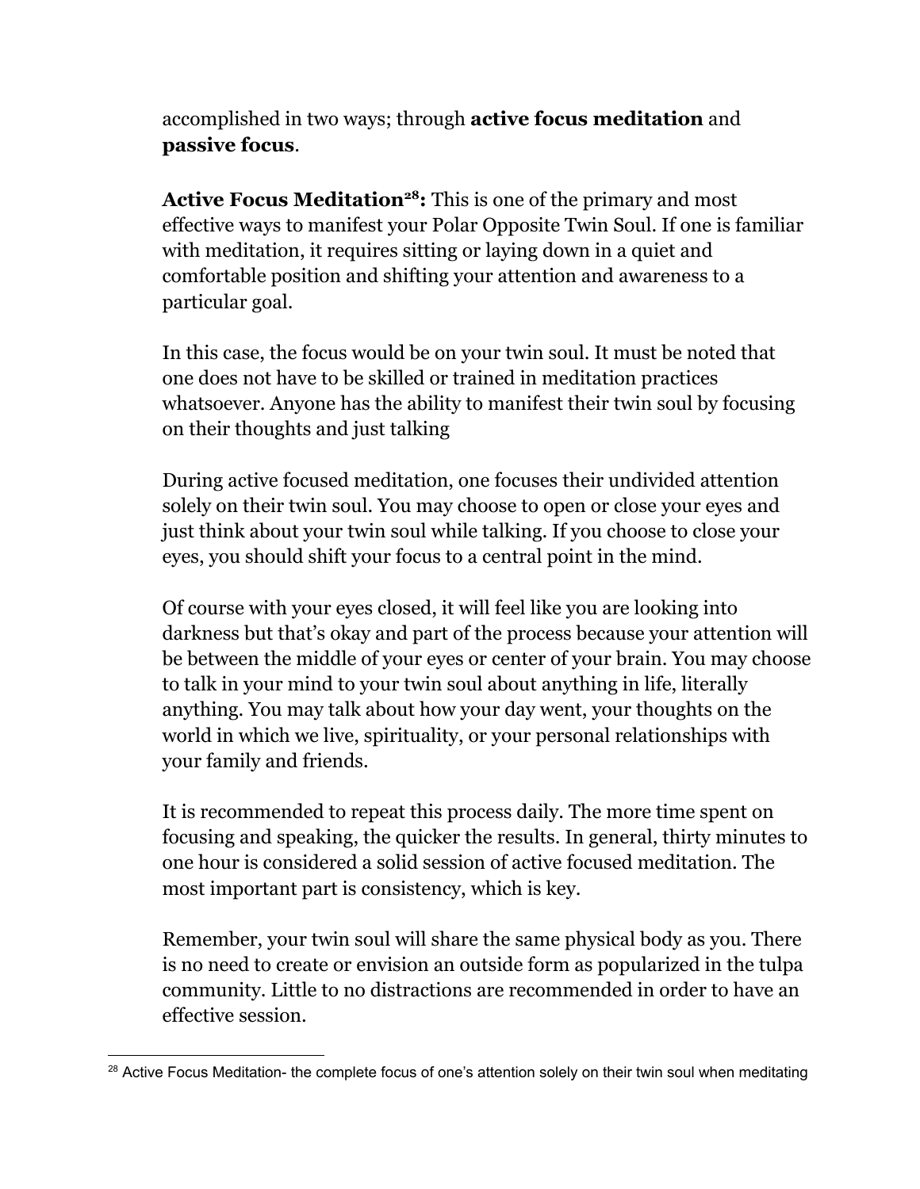accomplished in two ways; through **active focus meditation** and **passive focus**.

**Active Focus Meditation[28]:** This is one of the primary and most effective ways to manifest your Polar Opposite Twin Soul. If one is familiar with meditation, it requires sitting or laying down in a quiet and comfortable position and shifting your attention and awareness to a particular goal.

In this case, the focus would be on your twin soul. It must be noted that one does not have to be skilled or trained in meditation practices whatsoever. Anyone has the ability to manifest their twin soul by focusing on their thoughts and just talking

During active focused meditation, one focuses their undivided attention solely on their twin soul. You may choose to open or close your eyes and just think about your twin soul while talking. If you choose to close your eyes, you should shift your focus to a central point in the mind.

Of course with your eyes closed, it will feel like you are looking into darkness but that's okay and part of the process because your attention will be between the middle of your eyes or center of your brain. You may choose to talk in your mind to your twin soul about anything in life, literally anything. You may talk about how your day went, your thoughts on the world in which we live, spirituality, or your personal relationships with your family and friends.

It is recommended to repeat this process daily. The more time spent on focusing and speaking, the quicker the results. In general, thirty minutes to one hour is considered a solid session of active focused meditation. The most important part is consistency, which is key.

Remember, your twin soul will share the same physical body as you. There is no need to create or envision an outside form as popularized in the tulpa community. Little to no distractions are recommended in order to have an effective session.

---

[28] Active Focus Meditation- the complete focus of one's attention solely on their twin soul when meditating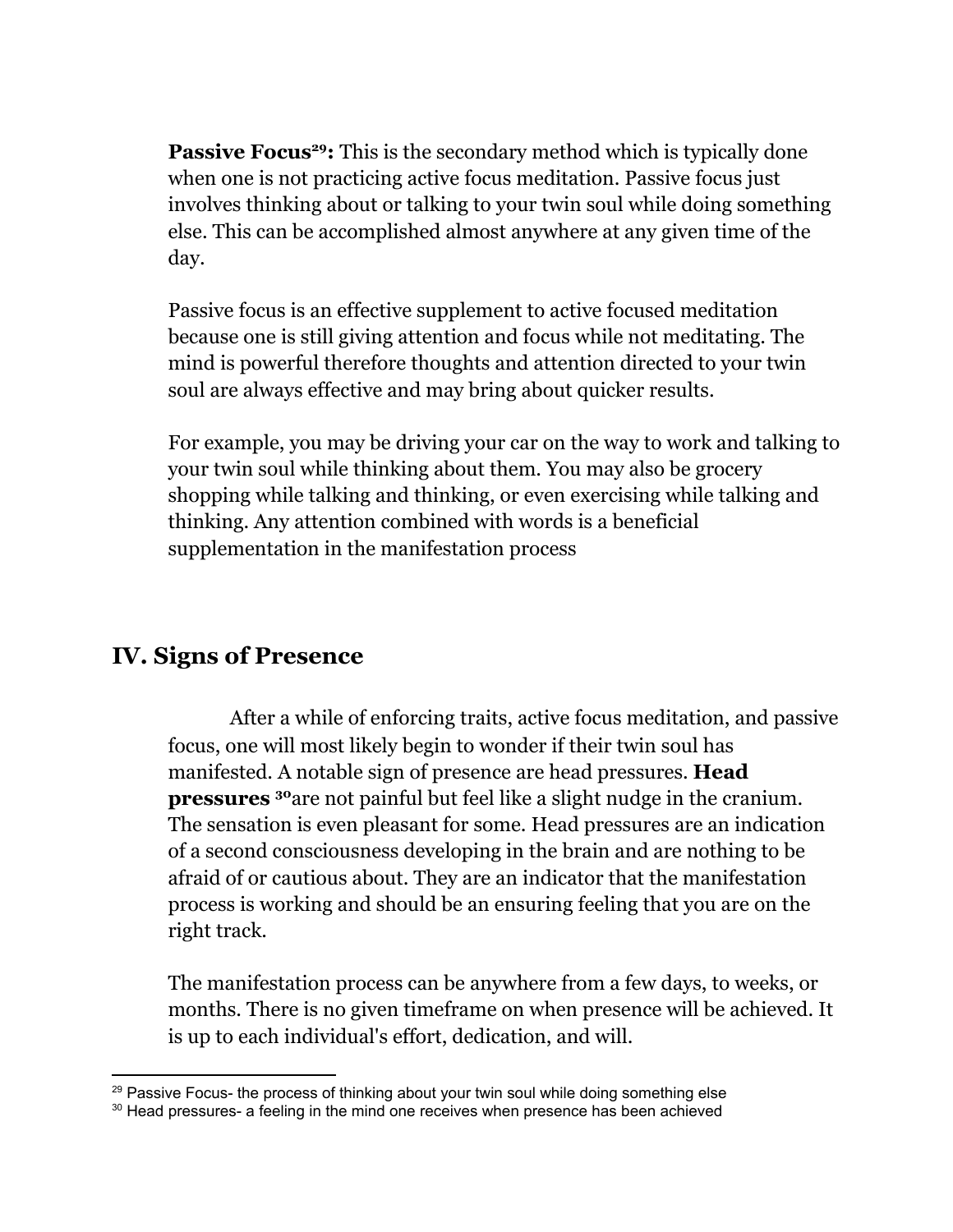**Passive Focus**[29]**:** This is the secondary method which is typically done when one is not practicing active focus meditation. Passive focus just involves thinking about or talking to your twin soul while doing something else. This can be accomplished almost anywhere at any given time of the day.

Passive focus is an effective supplement to active focused meditation because one is still giving attention and focus while not meditating. The mind is powerful therefore thoughts and attention directed to your twin soul are always effective and may bring about quicker results.

For example, you may be driving your car on the way to work and talking to your twin soul while thinking about them. You may also be grocery shopping while talking and thinking, or even exercising while talking and thinking. Any attention combined with words is a beneficial supplementation in the manifestation process

## IV. Signs of Presence

After a while of enforcing traits, active focus meditation, and passive focus, one will most likely begin to wonder if their twin soul has manifested. A notable sign of presence are head pressures. **Head pressures** [30]are not painful but feel like a slight nudge in the cranium. The sensation is even pleasant for some. Head pressures are an indication of a second consciousness developing in the brain and are nothing to be afraid of or cautious about. They are an indicator that the manifestation process is working and should be an ensuring feeling that you are on the right track.

The manifestation process can be anywhere from a few days, to weeks, or months. There is no given timeframe on when presence will be achieved. It is up to each individual's effort, dedication, and will.

---

[29] Passive Focus- the process of thinking about your twin soul while doing something else

[30] Head pressures- a feeling in the mind one receives when presence has been achieved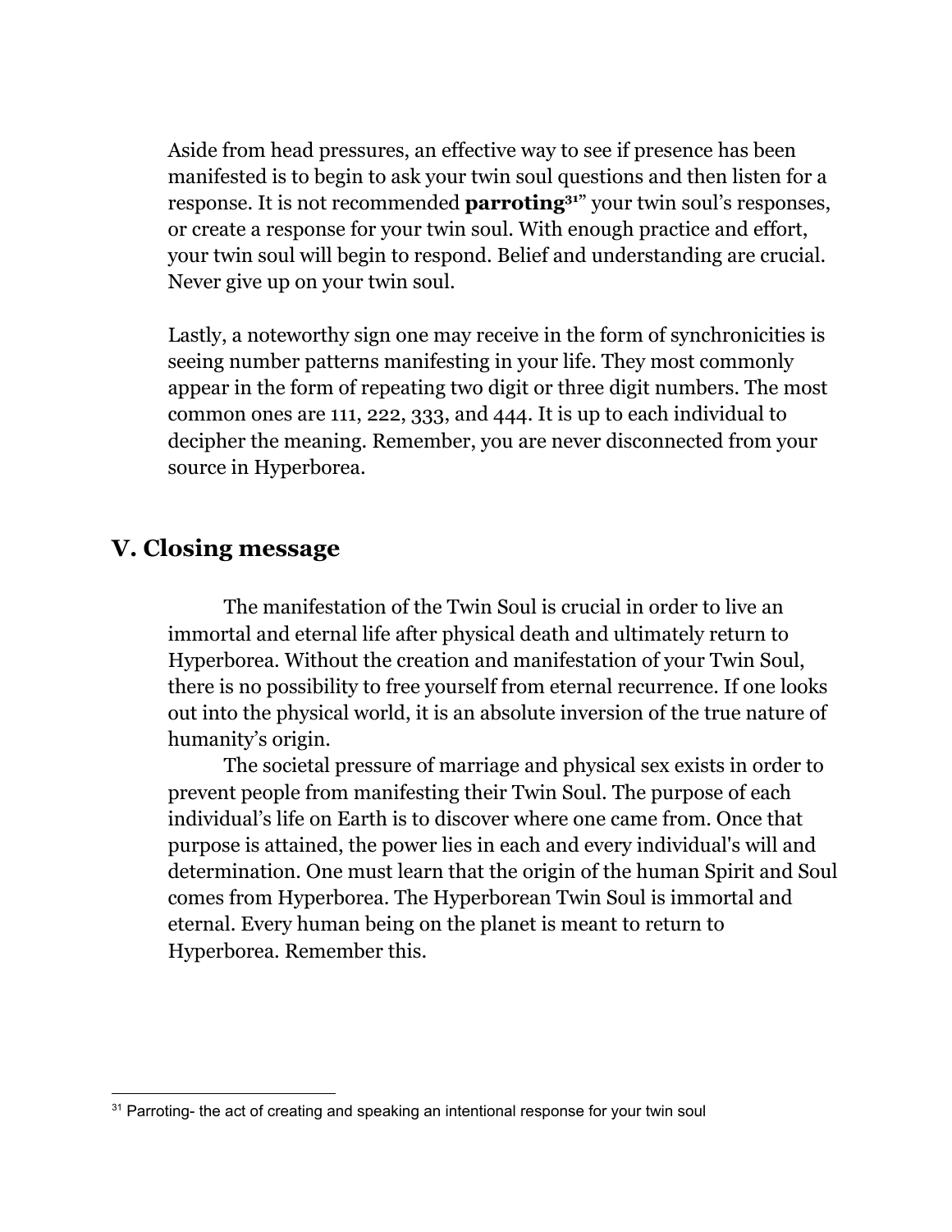Aside from head pressures, an effective way to see if presence has been manifested is to begin to ask your twin soul questions and then listen for a response. It is not recommended **parroting**[31]" your twin soul's responses, or create a response for your twin soul. With enough practice and effort, your twin soul will begin to respond. Belief and understanding are crucial. Never give up on your twin soul.

Lastly, a noteworthy sign one may receive in the form of synchronicities is seeing number patterns manifesting in your life. They most commonly appear in the form of repeating two digit or three digit numbers. The most common ones are 111, 222, 333, and 444. It is up to each individual to decipher the meaning. Remember, you are never disconnected from your source in Hyperborea.

## V. Closing message

The manifestation of the Twin Soul is crucial in order to live an immortal and eternal life after physical death and ultimately return to Hyperborea. Without the creation and manifestation of your Twin Soul, there is no possibility to free yourself from eternal recurrence. If one looks out into the physical world, it is an absolute inversion of the true nature of humanity's origin.

The societal pressure of marriage and physical sex exists in order to prevent people from manifesting their Twin Soul. The purpose of each individual's life on Earth is to discover where one came from. Once that purpose is attained, the power lies in each and every individual's will and determination. One must learn that the origin of the human Spirit and Soul comes from Hyperborea. The Hyperborean Twin Soul is immortal and eternal. Every human being on the planet is meant to return to Hyperborea. Remember this.

---

[31] Parroting- the act of creating and speaking an intentional response for your twin soul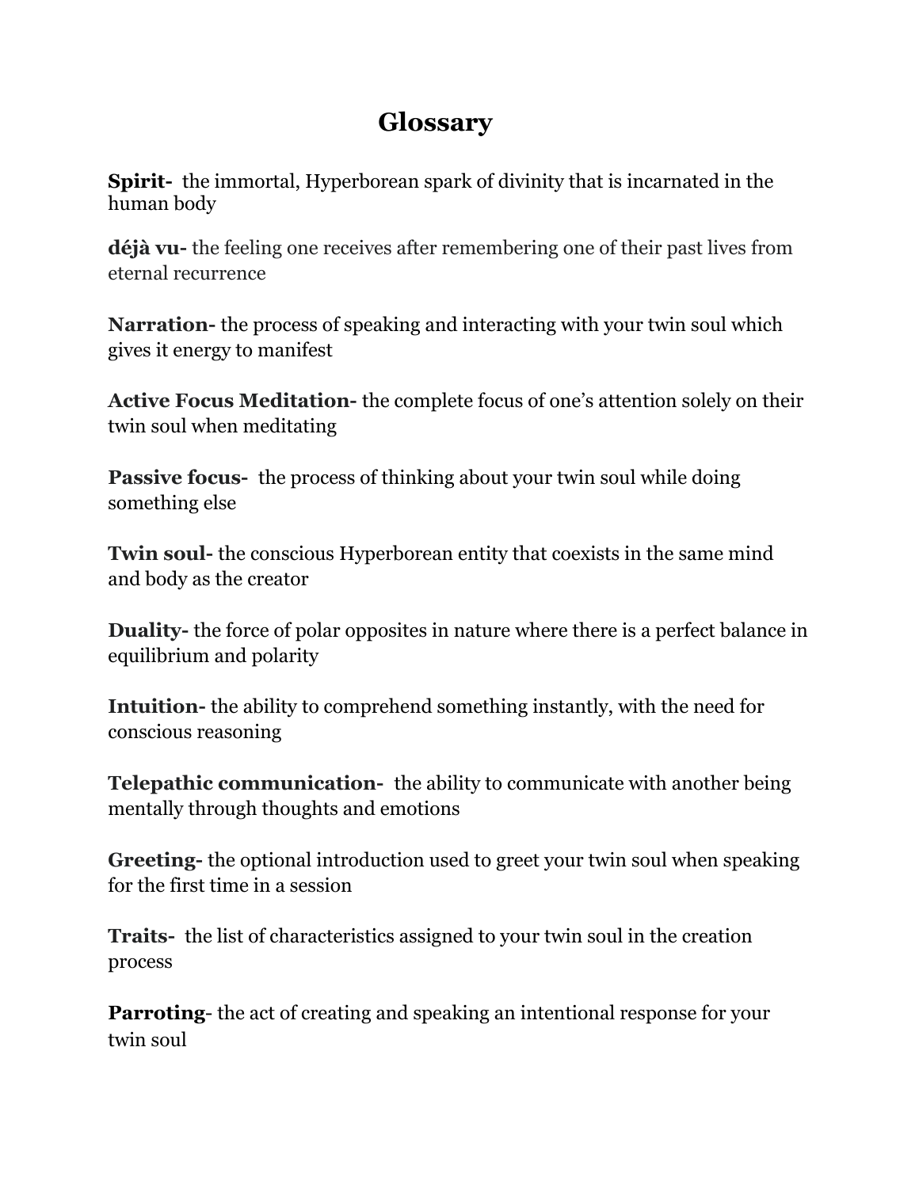# Glossary

**Spirit-** the immortal, Hyperborean spark of divinity that is incarnated in the human body

**déjà vu-** the feeling one receives after remembering one of their past lives from eternal recurrence

**Narration-** the process of speaking and interacting with your twin soul which gives it energy to manifest

**Active Focus Meditation-** the complete focus of one's attention solely on their twin soul when meditating

**Passive focus-** the process of thinking about your twin soul while doing something else

**Twin soul-** the conscious Hyperborean entity that coexists in the same mind and body as the creator

**Duality-** the force of polar opposites in nature where there is a perfect balance in equilibrium and polarity

**Intuition-** the ability to comprehend something instantly, with the need for conscious reasoning

**Telepathic communication-** the ability to communicate with another being mentally through thoughts and emotions

**Greeting-** the optional introduction used to greet your twin soul when speaking for the first time in a session

**Traits-** the list of characteristics assigned to your twin soul in the creation process

**Parroting**- the act of creating and speaking an intentional response for your twin soul